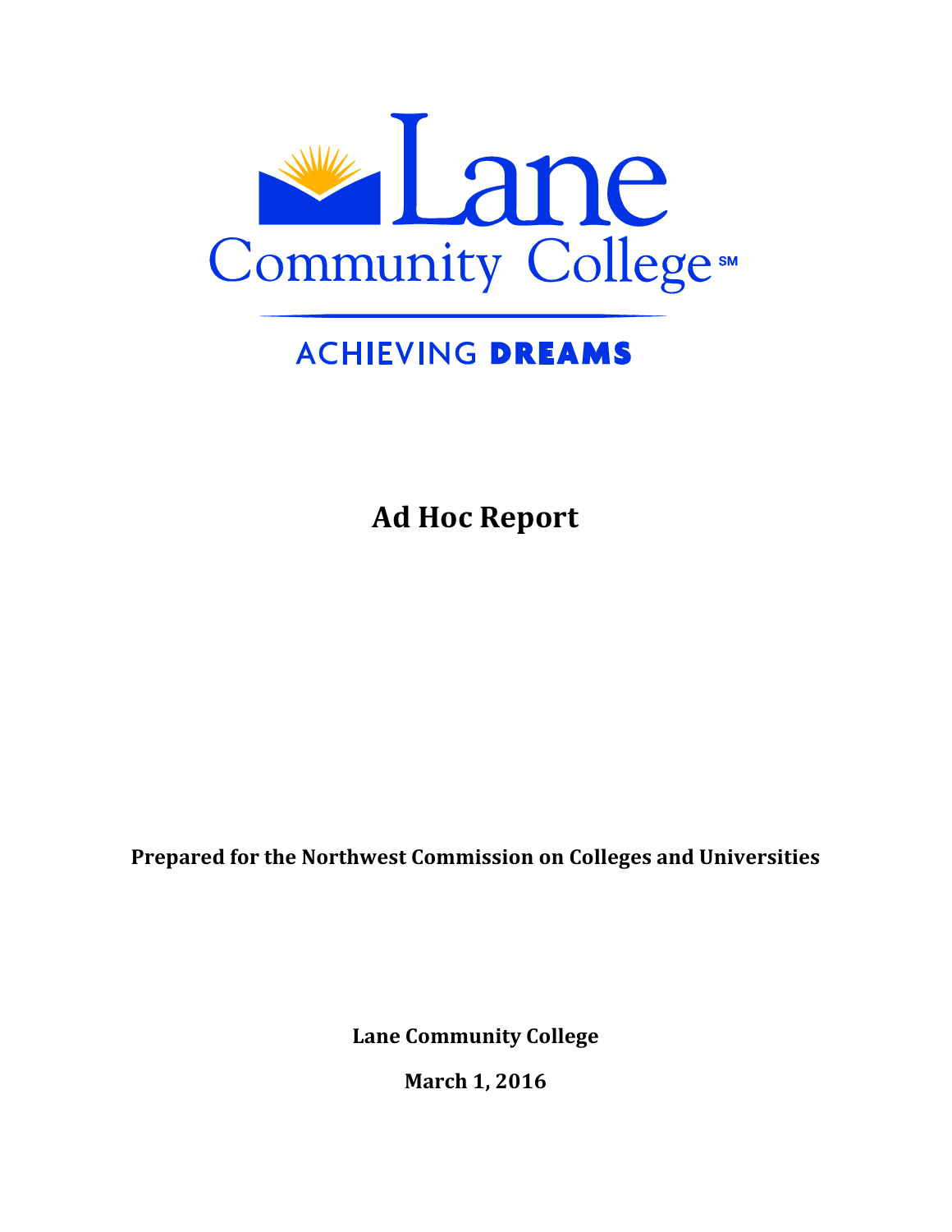Lane Community College

ACHIEVING DREAMS

# Ad Hoc Report

**Prepared for the Northwest Commission on Colleges and Universities**

**Lane Community College**

**March 1, 2016**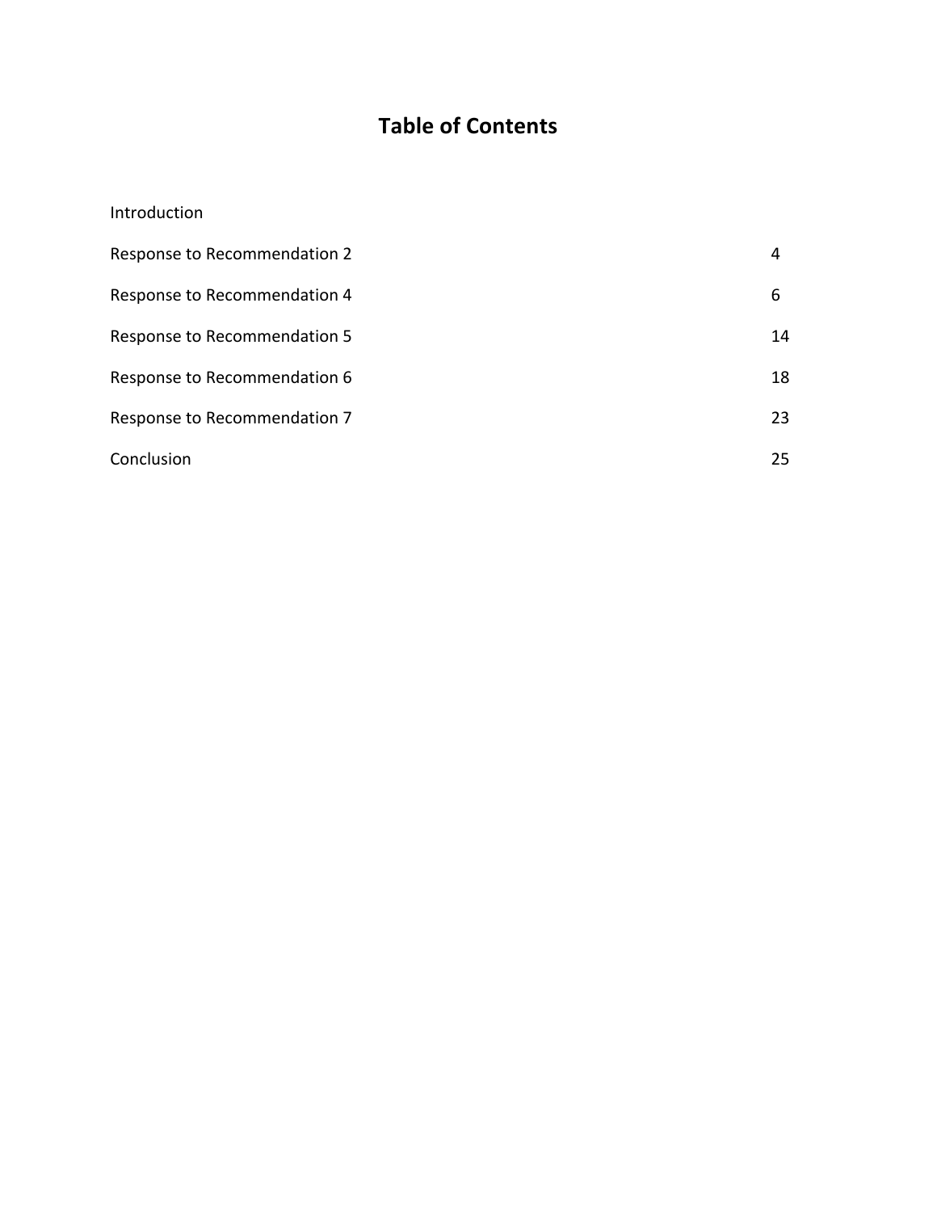# Table of Contents

| | |
|---|---|
| Introduction | |
| Response to Recommendation 2 | 4 |
| Response to Recommendation 4 | 6 |
| Response to Recommendation 5 | 14 |
| Response to Recommendation 6 | 18 |
| Response to Recommendation 7 | 23 |
| Conclusion | 25 |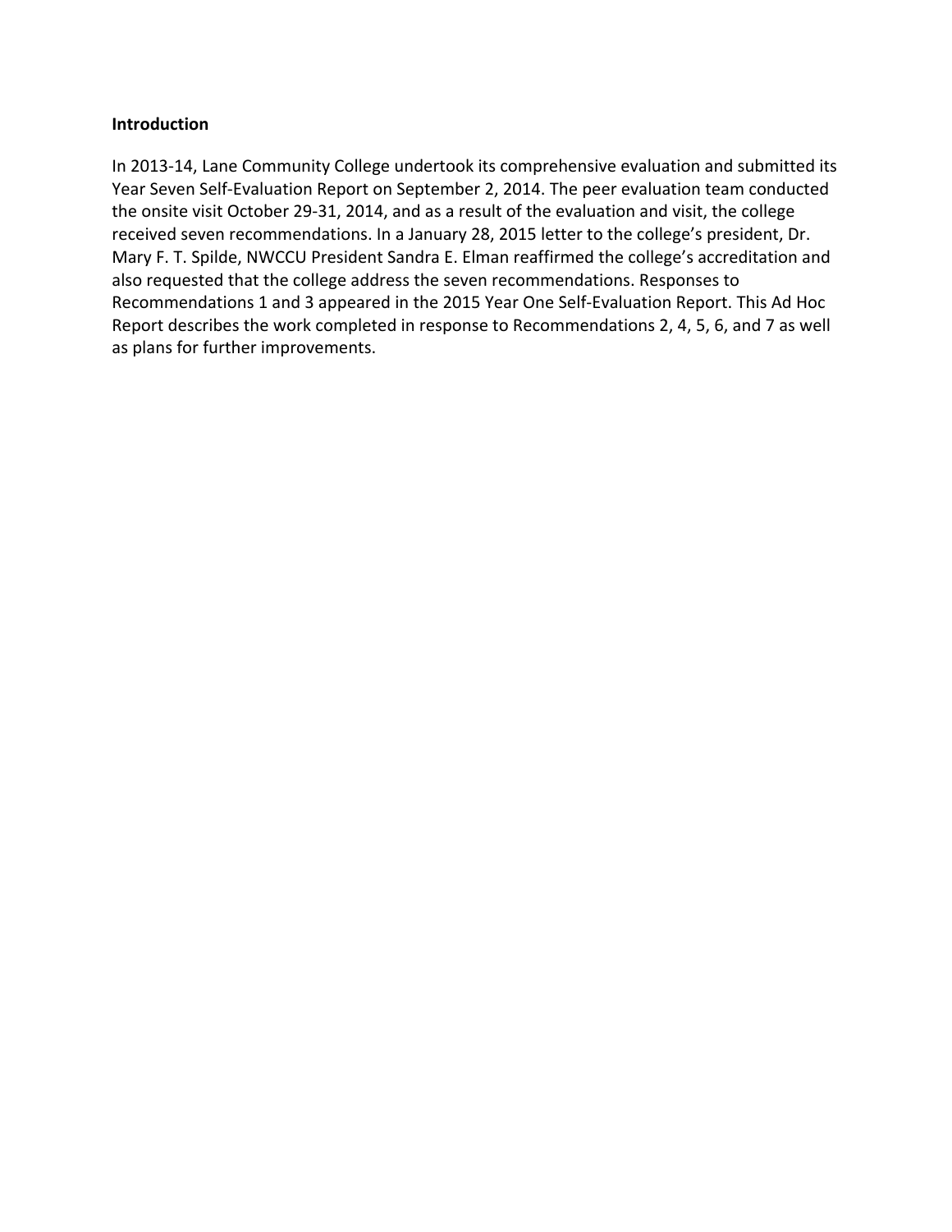**Introduction**

In 2013-14, Lane Community College undertook its comprehensive evaluation and submitted its Year Seven Self-Evaluation Report on September 2, 2014. The peer evaluation team conducted the onsite visit October 29-31, 2014, and as a result of the evaluation and visit, the college received seven recommendations. In a January 28, 2015 letter to the college's president, Dr. Mary F. T. Spilde, NWCCU President Sandra E. Elman reaffirmed the college's accreditation and also requested that the college address the seven recommendations. Responses to Recommendations 1 and 3 appeared in the 2015 Year One Self-Evaluation Report. This Ad Hoc Report describes the work completed in response to Recommendations 2, 4, 5, 6, and 7 as well as plans for further improvements.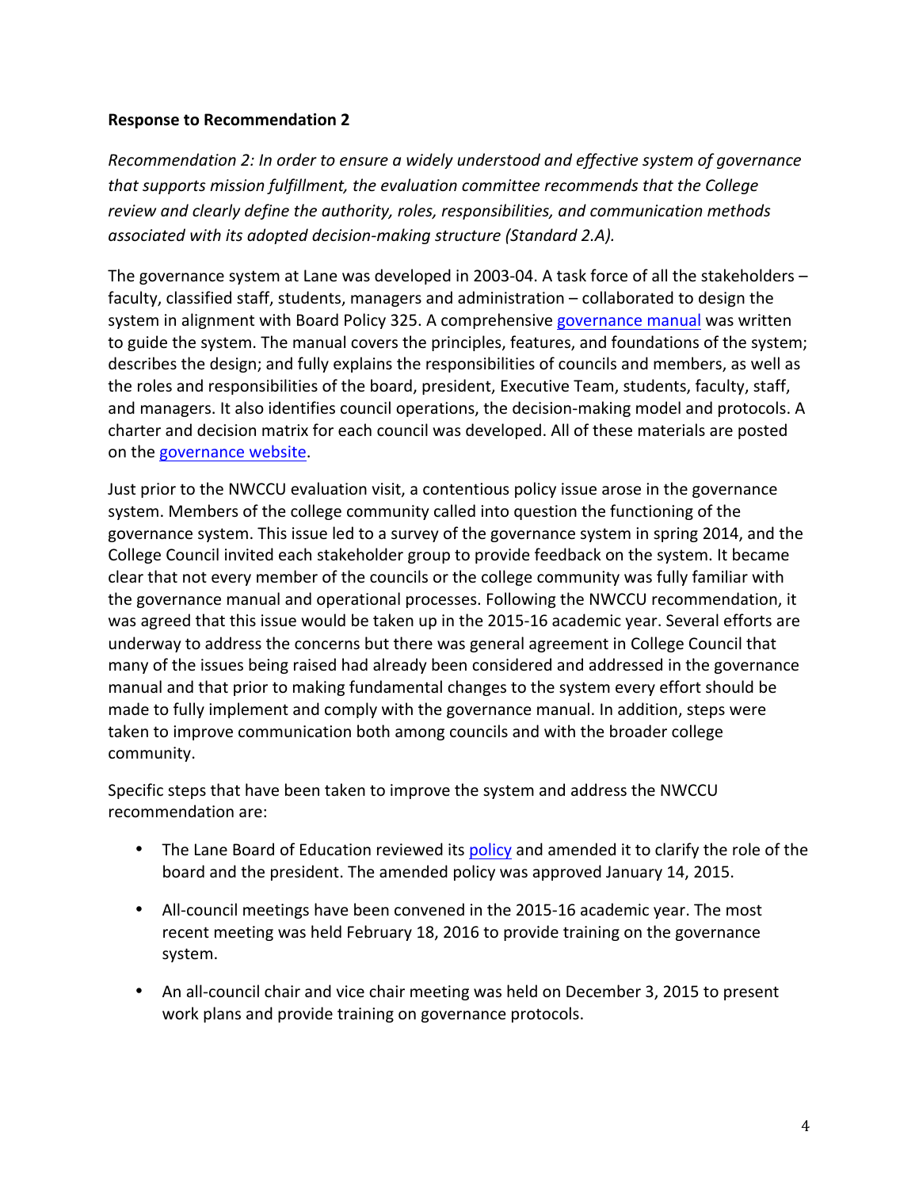**Response to Recommendation 2**

*Recommendation 2: In order to ensure a widely understood and effective system of governance that supports mission fulfillment, the evaluation committee recommends that the College review and clearly define the authority, roles, responsibilities, and communication methods associated with its adopted decision-making structure (Standard 2.A).*

The governance system at Lane was developed in 2003-04. A task force of all the stakeholders – faculty, classified staff, students, managers and administration – collaborated to design the system in alignment with Board Policy 325. A comprehensive governance manual was written to guide the system. The manual covers the principles, features, and foundations of the system; describes the design; and fully explains the responsibilities of councils and members, as well as the roles and responsibilities of the board, president, Executive Team, students, faculty, staff, and managers. It also identifies council operations, the decision-making model and protocols. A charter and decision matrix for each council was developed. All of these materials are posted on the governance website.

Just prior to the NWCCU evaluation visit, a contentious policy issue arose in the governance system. Members of the college community called into question the functioning of the governance system. This issue led to a survey of the governance system in spring 2014, and the College Council invited each stakeholder group to provide feedback on the system. It became clear that not every member of the councils or the college community was fully familiar with the governance manual and operational processes. Following the NWCCU recommendation, it was agreed that this issue would be taken up in the 2015-16 academic year. Several efforts are underway to address the concerns but there was general agreement in College Council that many of the issues being raised had already been considered and addressed in the governance manual and that prior to making fundamental changes to the system every effort should be made to fully implement and comply with the governance manual. In addition, steps were taken to improve communication both among councils and with the broader college community.

Specific steps that have been taken to improve the system and address the NWCCU recommendation are:

- The Lane Board of Education reviewed its policy and amended it to clarify the role of the board and the president. The amended policy was approved January 14, 2015.
- All-council meetings have been convened in the 2015-16 academic year. The most recent meeting was held February 18, 2016 to provide training on the governance system.
- An all-council chair and vice chair meeting was held on December 3, 2015 to present work plans and provide training on governance protocols.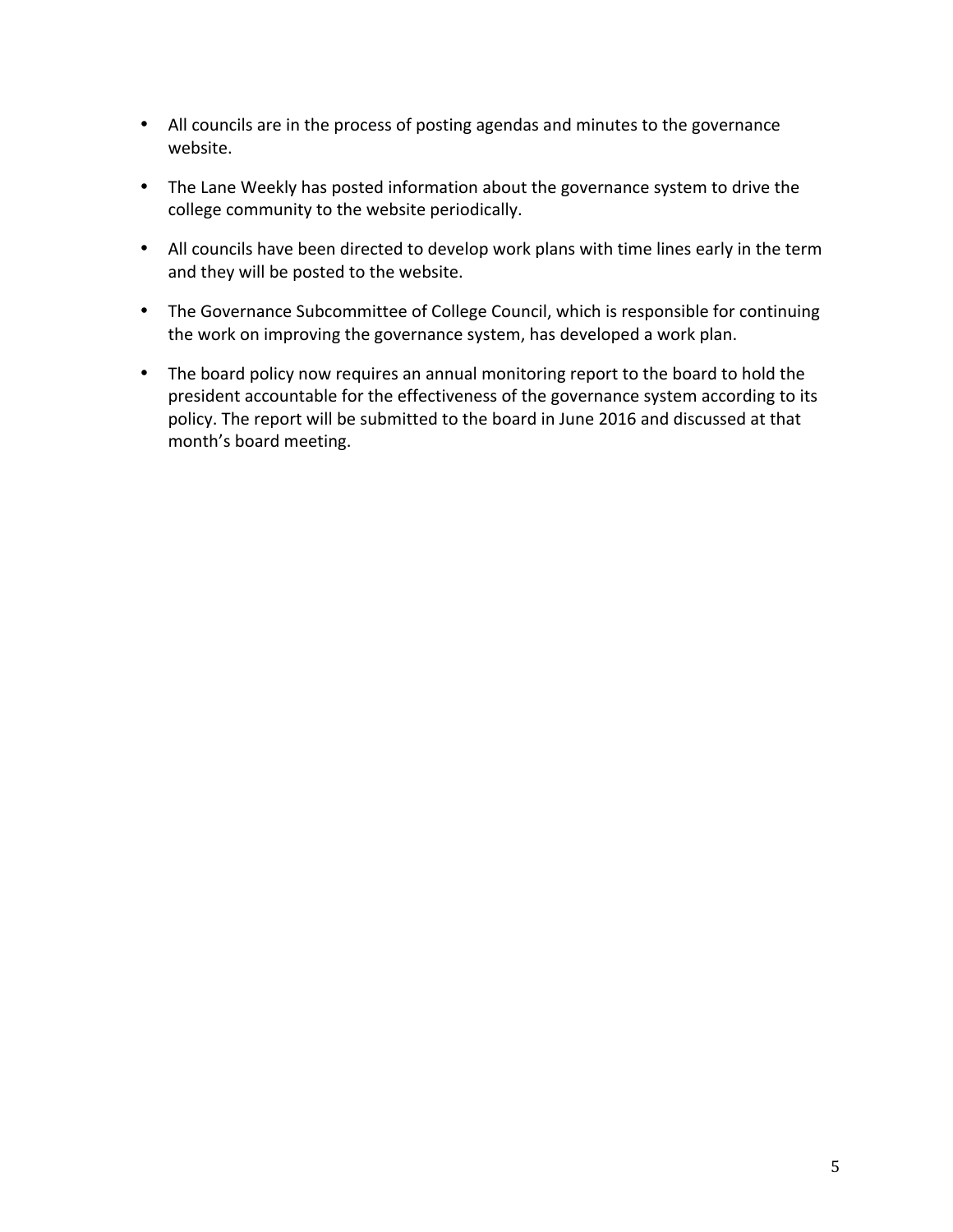- All councils are in the process of posting agendas and minutes to the governance website.
- The Lane Weekly has posted information about the governance system to drive the college community to the website periodically.
- All councils have been directed to develop work plans with time lines early in the term and they will be posted to the website.
- The Governance Subcommittee of College Council, which is responsible for continuing the work on improving the governance system, has developed a work plan.
- The board policy now requires an annual monitoring report to the board to hold the president accountable for the effectiveness of the governance system according to its policy. The report will be submitted to the board in June 2016 and discussed at that month's board meeting.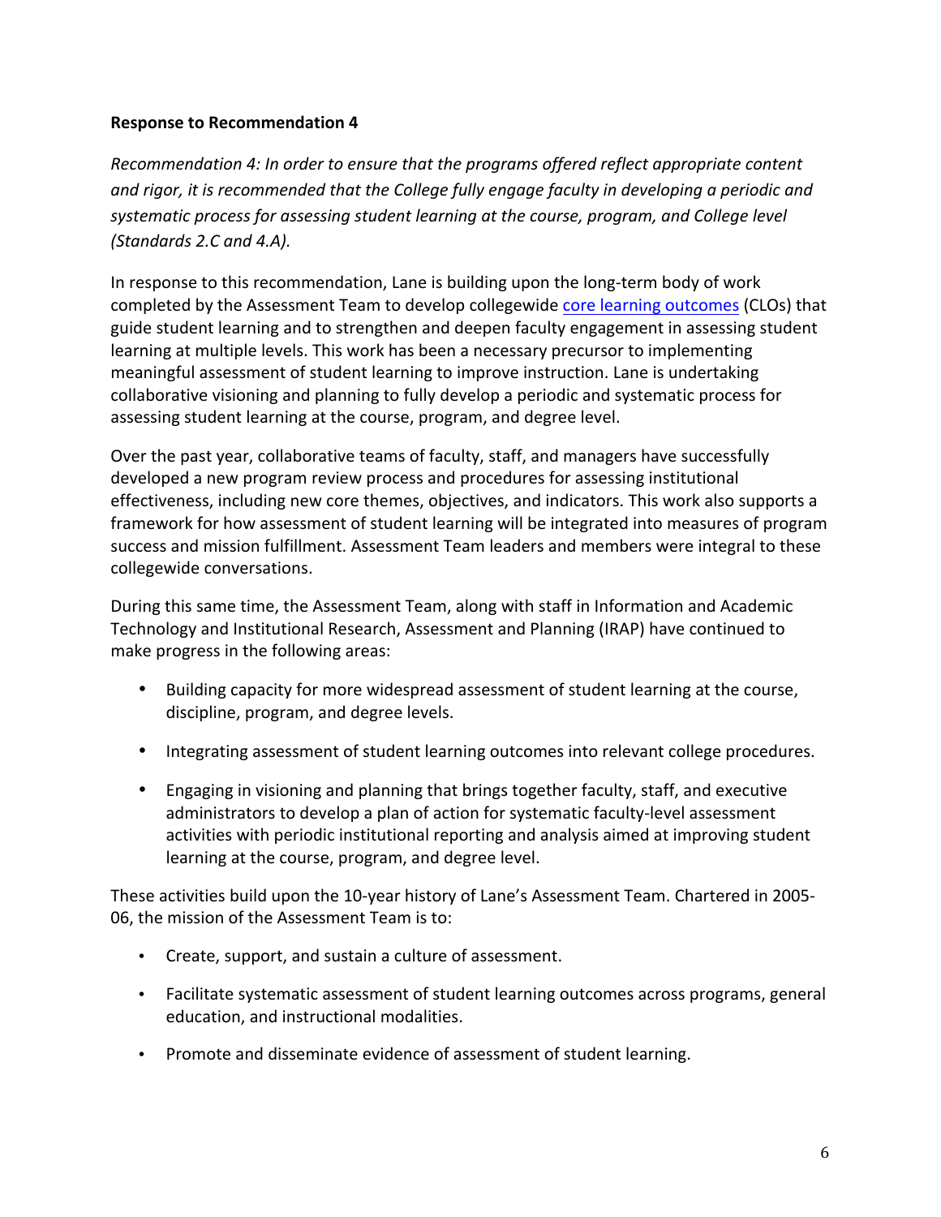**Response to Recommendation 4**

*Recommendation 4: In order to ensure that the programs offered reflect appropriate content and rigor, it is recommended that the College fully engage faculty in developing a periodic and systematic process for assessing student learning at the course, program, and College level (Standards 2.C and 4.A).*

In response to this recommendation, Lane is building upon the long-term body of work completed by the Assessment Team to develop collegewide core learning outcomes (CLOs) that guide student learning and to strengthen and deepen faculty engagement in assessing student learning at multiple levels. This work has been a necessary precursor to implementing meaningful assessment of student learning to improve instruction. Lane is undertaking collaborative visioning and planning to fully develop a periodic and systematic process for assessing student learning at the course, program, and degree level.

Over the past year, collaborative teams of faculty, staff, and managers have successfully developed a new program review process and procedures for assessing institutional effectiveness, including new core themes, objectives, and indicators. This work also supports a framework for how assessment of student learning will be integrated into measures of program success and mission fulfillment. Assessment Team leaders and members were integral to these collegewide conversations.

During this same time, the Assessment Team, along with staff in Information and Academic Technology and Institutional Research, Assessment and Planning (IRAP) have continued to make progress in the following areas:

- Building capacity for more widespread assessment of student learning at the course, discipline, program, and degree levels.
- Integrating assessment of student learning outcomes into relevant college procedures.
- Engaging in visioning and planning that brings together faculty, staff, and executive administrators to develop a plan of action for systematic faculty-level assessment activities with periodic institutional reporting and analysis aimed at improving student learning at the course, program, and degree level.

These activities build upon the 10-year history of Lane's Assessment Team. Chartered in 2005-06, the mission of the Assessment Team is to:

- Create, support, and sustain a culture of assessment.
- Facilitate systematic assessment of student learning outcomes across programs, general education, and instructional modalities.
- Promote and disseminate evidence of assessment of student learning.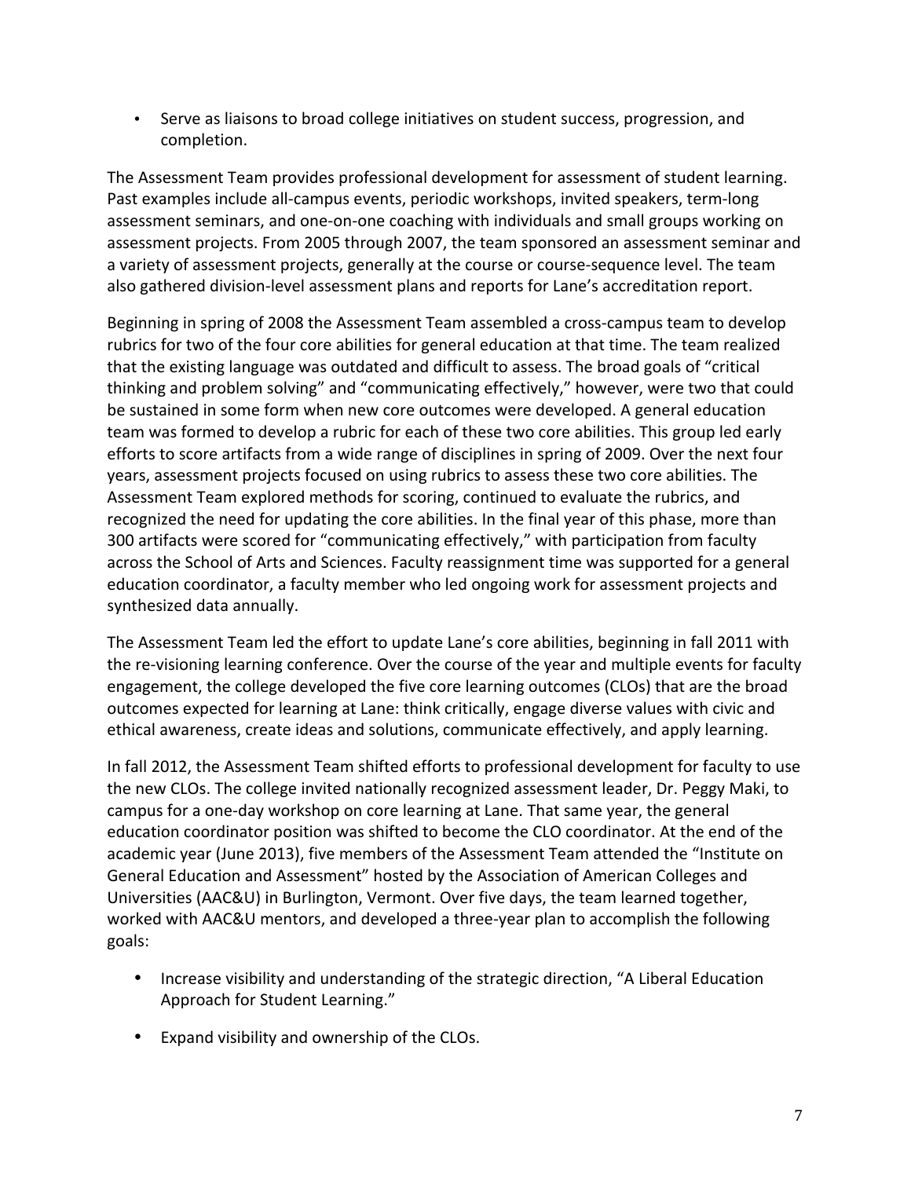- Serve as liaisons to broad college initiatives on student success, progression, and completion.

The Assessment Team provides professional development for assessment of student learning. Past examples include all-campus events, periodic workshops, invited speakers, term-long assessment seminars, and one-on-one coaching with individuals and small groups working on assessment projects. From 2005 through 2007, the team sponsored an assessment seminar and a variety of assessment projects, generally at the course or course-sequence level. The team also gathered division-level assessment plans and reports for Lane's accreditation report.

Beginning in spring of 2008 the Assessment Team assembled a cross-campus team to develop rubrics for two of the four core abilities for general education at that time. The team realized that the existing language was outdated and difficult to assess. The broad goals of "critical thinking and problem solving" and "communicating effectively," however, were two that could be sustained in some form when new core outcomes were developed. A general education team was formed to develop a rubric for each of these two core abilities. This group led early efforts to score artifacts from a wide range of disciplines in spring of 2009. Over the next four years, assessment projects focused on using rubrics to assess these two core abilities. The Assessment Team explored methods for scoring, continued to evaluate the rubrics, and recognized the need for updating the core abilities. In the final year of this phase, more than 300 artifacts were scored for "communicating effectively," with participation from faculty across the School of Arts and Sciences. Faculty reassignment time was supported for a general education coordinator, a faculty member who led ongoing work for assessment projects and synthesized data annually.

The Assessment Team led the effort to update Lane's core abilities, beginning in fall 2011 with the re-visioning learning conference. Over the course of the year and multiple events for faculty engagement, the college developed the five core learning outcomes (CLOs) that are the broad outcomes expected for learning at Lane: think critically, engage diverse values with civic and ethical awareness, create ideas and solutions, communicate effectively, and apply learning.

In fall 2012, the Assessment Team shifted efforts to professional development for faculty to use the new CLOs. The college invited nationally recognized assessment leader, Dr. Peggy Maki, to campus for a one-day workshop on core learning at Lane. That same year, the general education coordinator position was shifted to become the CLO coordinator. At the end of the academic year (June 2013), five members of the Assessment Team attended the "Institute on General Education and Assessment" hosted by the Association of American Colleges and Universities (AAC&U) in Burlington, Vermont. Over five days, the team learned together, worked with AAC&U mentors, and developed a three-year plan to accomplish the following goals:

- Increase visibility and understanding of the strategic direction, "A Liberal Education Approach for Student Learning."
- Expand visibility and ownership of the CLOs.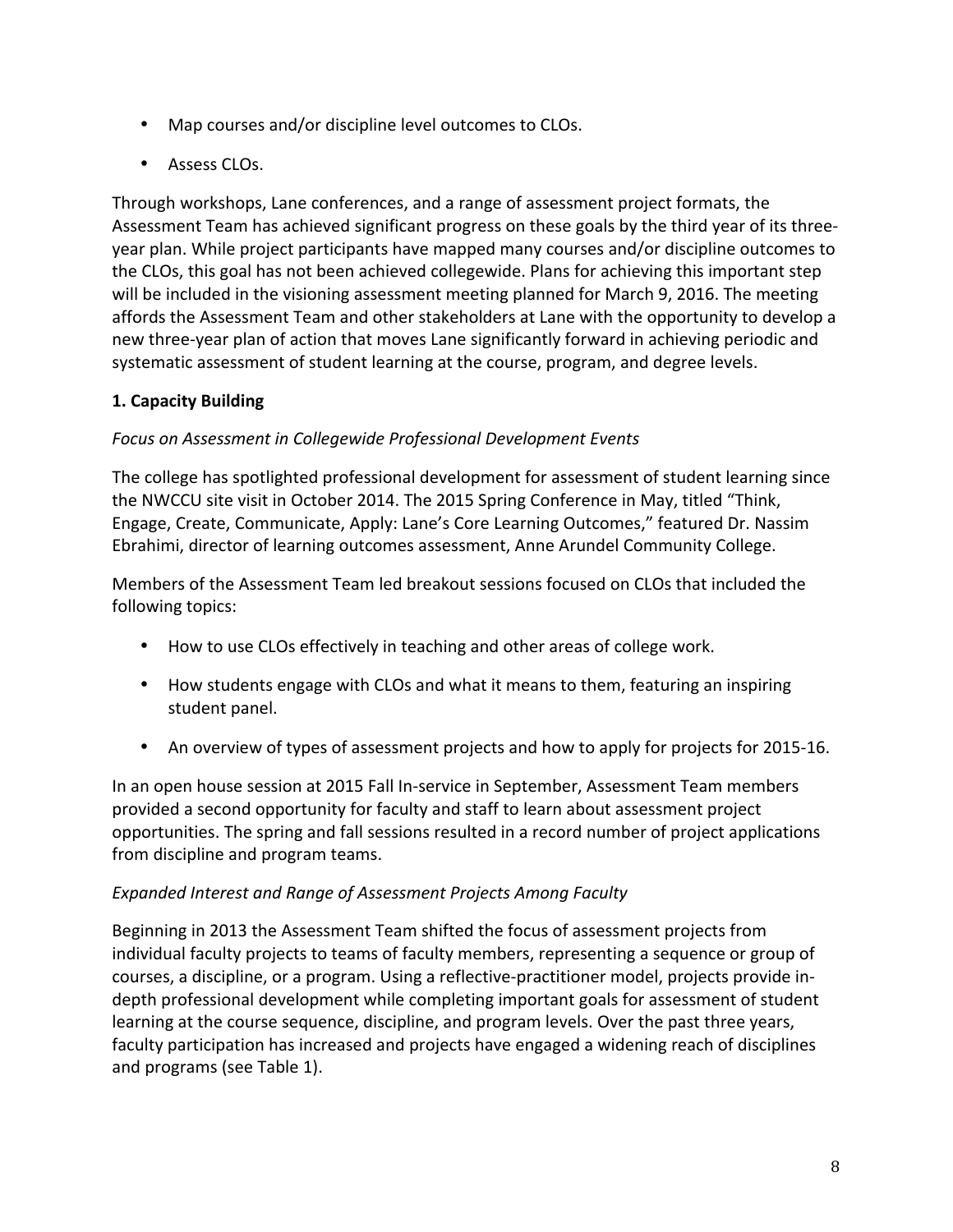- Map courses and/or discipline level outcomes to CLOs.
- Assess CLOs.

Through workshops, Lane conferences, and a range of assessment project formats, the Assessment Team has achieved significant progress on these goals by the third year of its three-year plan. While project participants have mapped many courses and/or discipline outcomes to the CLOs, this goal has not been achieved collegewide. Plans for achieving this important step will be included in the visioning assessment meeting planned for March 9, 2016. The meeting affords the Assessment Team and other stakeholders at Lane with the opportunity to develop a new three-year plan of action that moves Lane significantly forward in achieving periodic and systematic assessment of student learning at the course, program, and degree levels.

**1. Capacity Building**

*Focus on Assessment in Collegewide Professional Development Events*

The college has spotlighted professional development for assessment of student learning since the NWCCU site visit in October 2014. The 2015 Spring Conference in May, titled "Think, Engage, Create, Communicate, Apply: Lane's Core Learning Outcomes," featured Dr. Nassim Ebrahimi, director of learning outcomes assessment, Anne Arundel Community College.

Members of the Assessment Team led breakout sessions focused on CLOs that included the following topics:

- How to use CLOs effectively in teaching and other areas of college work.
- How students engage with CLOs and what it means to them, featuring an inspiring student panel.
- An overview of types of assessment projects and how to apply for projects for 2015-16.

In an open house session at 2015 Fall In-service in September, Assessment Team members provided a second opportunity for faculty and staff to learn about assessment project opportunities. The spring and fall sessions resulted in a record number of project applications from discipline and program teams.

*Expanded Interest and Range of Assessment Projects Among Faculty*

Beginning in 2013 the Assessment Team shifted the focus of assessment projects from individual faculty projects to teams of faculty members, representing a sequence or group of courses, a discipline, or a program. Using a reflective-practitioner model, projects provide in-depth professional development while completing important goals for assessment of student learning at the course sequence, discipline, and program levels. Over the past three years, faculty participation has increased and projects have engaged a widening reach of disciplines and programs (see Table 1).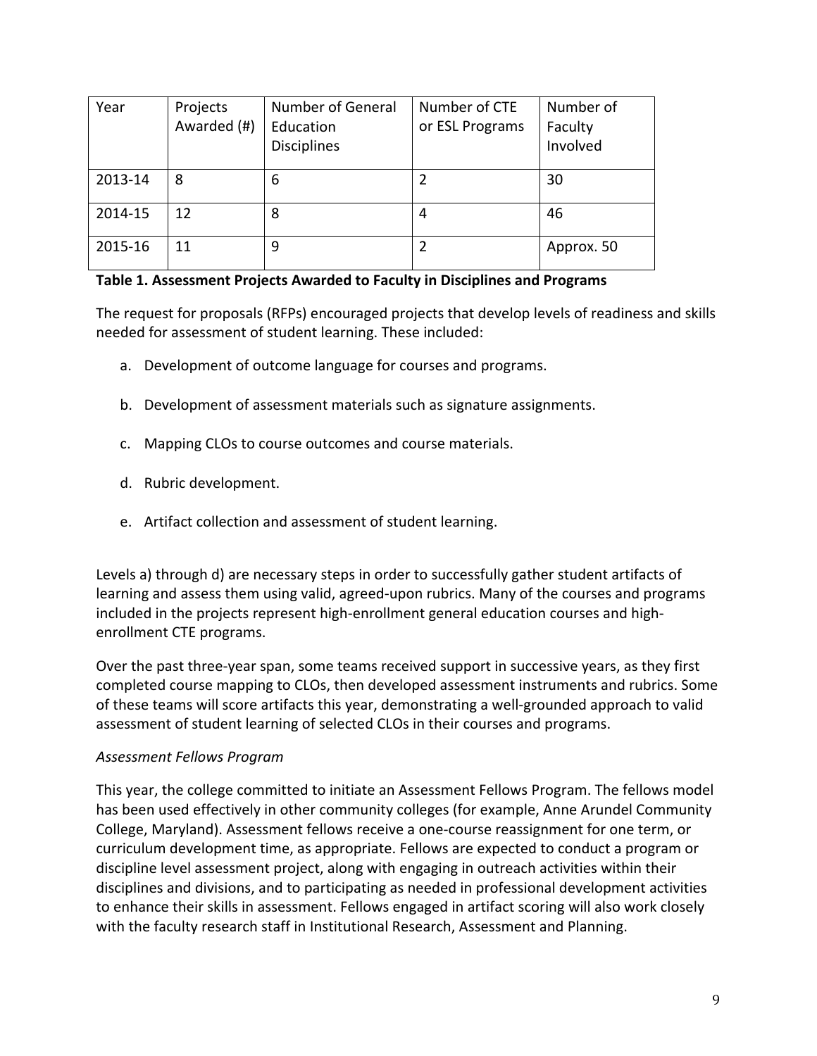| Year | Projects Awarded (#) | Number of General Education Disciplines | Number of CTE or ESL Programs | Number of Faculty Involved |
|---|---|---|---|---|
| 2013-14 | 8 | 6 | 2 | 30 |
| 2014-15 | 12 | 8 | 4 | 46 |
| 2015-16 | 11 | 9 | 2 | Approx. 50 |

**Table 1. Assessment Projects Awarded to Faculty in Disciplines and Programs**

The request for proposals (RFPs) encouraged projects that develop levels of readiness and skills needed for assessment of student learning. These included:

a. Development of outcome language for courses and programs.

b. Development of assessment materials such as signature assignments.

c. Mapping CLOs to course outcomes and course materials.

d. Rubric development.

e. Artifact collection and assessment of student learning.

Levels a) through d) are necessary steps in order to successfully gather student artifacts of learning and assess them using valid, agreed-upon rubrics. Many of the courses and programs included in the projects represent high-enrollment general education courses and high-enrollment CTE programs.

Over the past three-year span, some teams received support in successive years, as they first completed course mapping to CLOs, then developed assessment instruments and rubrics. Some of these teams will score artifacts this year, demonstrating a well-grounded approach to valid assessment of student learning of selected CLOs in their courses and programs.

*Assessment Fellows Program*

This year, the college committed to initiate an Assessment Fellows Program. The fellows model has been used effectively in other community colleges (for example, Anne Arundel Community College, Maryland). Assessment fellows receive a one-course reassignment for one term, or curriculum development time, as appropriate. Fellows are expected to conduct a program or discipline level assessment project, along with engaging in outreach activities within their disciplines and divisions, and to participating as needed in professional development activities to enhance their skills in assessment. Fellows engaged in artifact scoring will also work closely with the faculty research staff in Institutional Research, Assessment and Planning.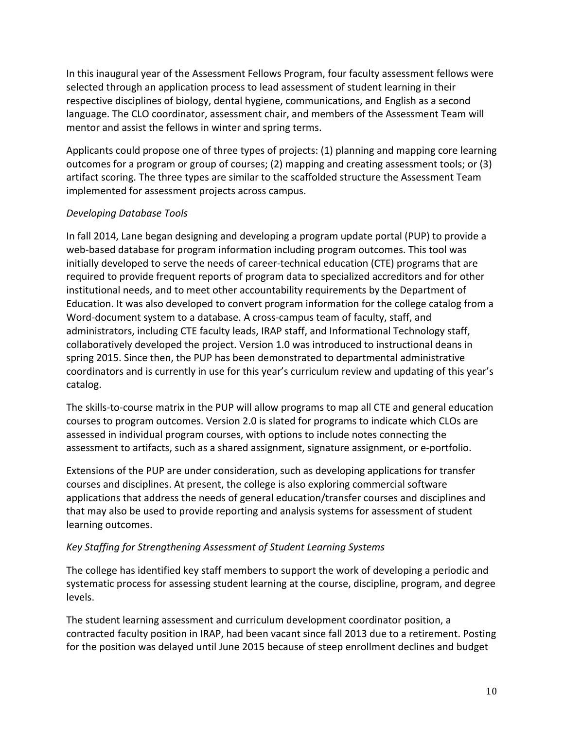In this inaugural year of the Assessment Fellows Program, four faculty assessment fellows were selected through an application process to lead assessment of student learning in their respective disciplines of biology, dental hygiene, communications, and English as a second language. The CLO coordinator, assessment chair, and members of the Assessment Team will mentor and assist the fellows in winter and spring terms.

Applicants could propose one of three types of projects: (1) planning and mapping core learning outcomes for a program or group of courses; (2) mapping and creating assessment tools; or (3) artifact scoring. The three types are similar to the scaffolded structure the Assessment Team implemented for assessment projects across campus.

*Developing Database Tools*

In fall 2014, Lane began designing and developing a program update portal (PUP) to provide a web-based database for program information including program outcomes. This tool was initially developed to serve the needs of career-technical education (CTE) programs that are required to provide frequent reports of program data to specialized accreditors and for other institutional needs, and to meet other accountability requirements by the Department of Education. It was also developed to convert program information for the college catalog from a Word-document system to a database. A cross-campus team of faculty, staff, and administrators, including CTE faculty leads, IRAP staff, and Informational Technology staff, collaboratively developed the project. Version 1.0 was introduced to instructional deans in spring 2015. Since then, the PUP has been demonstrated to departmental administrative coordinators and is currently in use for this year's curriculum review and updating of this year's catalog.

The skills-to-course matrix in the PUP will allow programs to map all CTE and general education courses to program outcomes. Version 2.0 is slated for programs to indicate which CLOs are assessed in individual program courses, with options to include notes connecting the assessment to artifacts, such as a shared assignment, signature assignment, or e-portfolio.

Extensions of the PUP are under consideration, such as developing applications for transfer courses and disciplines. At present, the college is also exploring commercial software applications that address the needs of general education/transfer courses and disciplines and that may also be used to provide reporting and analysis systems for assessment of student learning outcomes.

*Key Staffing for Strengthening Assessment of Student Learning Systems*

The college has identified key staff members to support the work of developing a periodic and systematic process for assessing student learning at the course, discipline, program, and degree levels.

The student learning assessment and curriculum development coordinator position, a contracted faculty position in IRAP, had been vacant since fall 2013 due to a retirement. Posting for the position was delayed until June 2015 because of steep enrollment declines and budget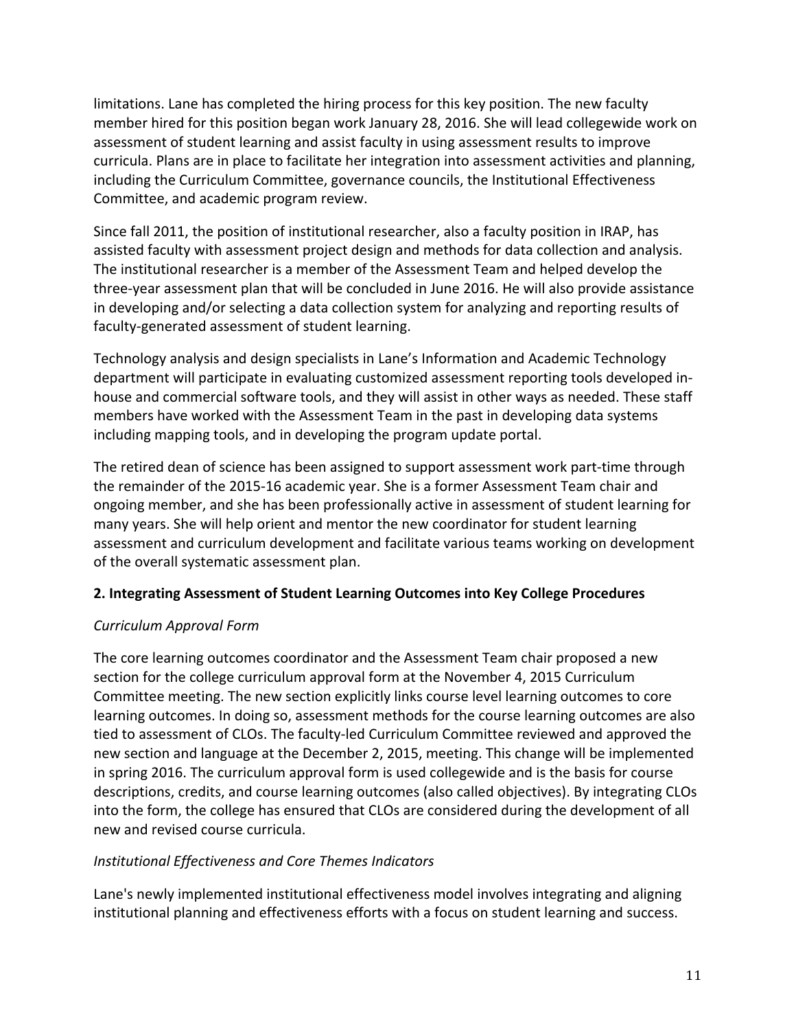limitations. Lane has completed the hiring process for this key position. The new faculty member hired for this position began work January 28, 2016. She will lead collegewide work on assessment of student learning and assist faculty in using assessment results to improve curricula. Plans are in place to facilitate her integration into assessment activities and planning, including the Curriculum Committee, governance councils, the Institutional Effectiveness Committee, and academic program review.

Since fall 2011, the position of institutional researcher, also a faculty position in IRAP, has assisted faculty with assessment project design and methods for data collection and analysis. The institutional researcher is a member of the Assessment Team and helped develop the three-year assessment plan that will be concluded in June 2016. He will also provide assistance in developing and/or selecting a data collection system for analyzing and reporting results of faculty-generated assessment of student learning.

Technology analysis and design specialists in Lane's Information and Academic Technology department will participate in evaluating customized assessment reporting tools developed in-house and commercial software tools, and they will assist in other ways as needed. These staff members have worked with the Assessment Team in the past in developing data systems including mapping tools, and in developing the program update portal.

The retired dean of science has been assigned to support assessment work part-time through the remainder of the 2015-16 academic year. She is a former Assessment Team chair and ongoing member, and she has been professionally active in assessment of student learning for many years. She will help orient and mentor the new coordinator for student learning assessment and curriculum development and facilitate various teams working on development of the overall systematic assessment plan.

**2. Integrating Assessment of Student Learning Outcomes into Key College Procedures**

*Curriculum Approval Form*

The core learning outcomes coordinator and the Assessment Team chair proposed a new section for the college curriculum approval form at the November 4, 2015 Curriculum Committee meeting. The new section explicitly links course level learning outcomes to core learning outcomes. In doing so, assessment methods for the course learning outcomes are also tied to assessment of CLOs. The faculty-led Curriculum Committee reviewed and approved the new section and language at the December 2, 2015, meeting. This change will be implemented in spring 2016. The curriculum approval form is used collegewide and is the basis for course descriptions, credits, and course learning outcomes (also called objectives). By integrating CLOs into the form, the college has ensured that CLOs are considered during the development of all new and revised course curricula.

*Institutional Effectiveness and Core Themes Indicators*

Lane's newly implemented institutional effectiveness model involves integrating and aligning institutional planning and effectiveness efforts with a focus on student learning and success.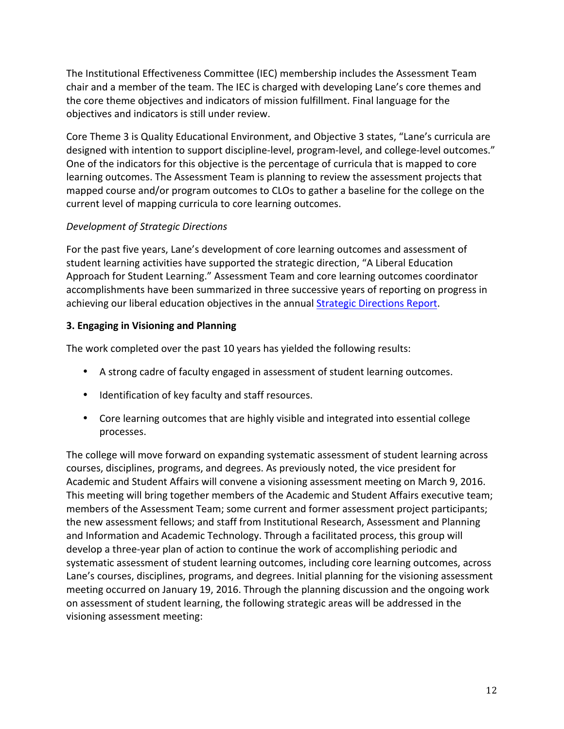The Institutional Effectiveness Committee (IEC) membership includes the Assessment Team chair and a member of the team. The IEC is charged with developing Lane's core themes and the core theme objectives and indicators of mission fulfillment. Final language for the objectives and indicators is still under review.

Core Theme 3 is Quality Educational Environment, and Objective 3 states, "Lane's curricula are designed with intention to support discipline-level, program-level, and college-level outcomes." One of the indicators for this objective is the percentage of curricula that is mapped to core learning outcomes. The Assessment Team is planning to review the assessment projects that mapped course and/or program outcomes to CLOs to gather a baseline for the college on the current level of mapping curricula to core learning outcomes.

*Development of Strategic Directions*

For the past five years, Lane's development of core learning outcomes and assessment of student learning activities have supported the strategic direction, "A Liberal Education Approach for Student Learning." Assessment Team and core learning outcomes coordinator accomplishments have been summarized in three successive years of reporting on progress in achieving our liberal education objectives in the annual Strategic Directions Report.

**3. Engaging in Visioning and Planning**

The work completed over the past 10 years has yielded the following results:

- A strong cadre of faculty engaged in assessment of student learning outcomes.
- Identification of key faculty and staff resources.
- Core learning outcomes that are highly visible and integrated into essential college processes.

The college will move forward on expanding systematic assessment of student learning across courses, disciplines, programs, and degrees. As previously noted, the vice president for Academic and Student Affairs will convene a visioning assessment meeting on March 9, 2016. This meeting will bring together members of the Academic and Student Affairs executive team; members of the Assessment Team; some current and former assessment project participants; the new assessment fellows; and staff from Institutional Research, Assessment and Planning and Information and Academic Technology. Through a facilitated process, this group will develop a three-year plan of action to continue the work of accomplishing periodic and systematic assessment of student learning outcomes, including core learning outcomes, across Lane's courses, disciplines, programs, and degrees. Initial planning for the visioning assessment meeting occurred on January 19, 2016. Through the planning discussion and the ongoing work on assessment of student learning, the following strategic areas will be addressed in the visioning assessment meeting: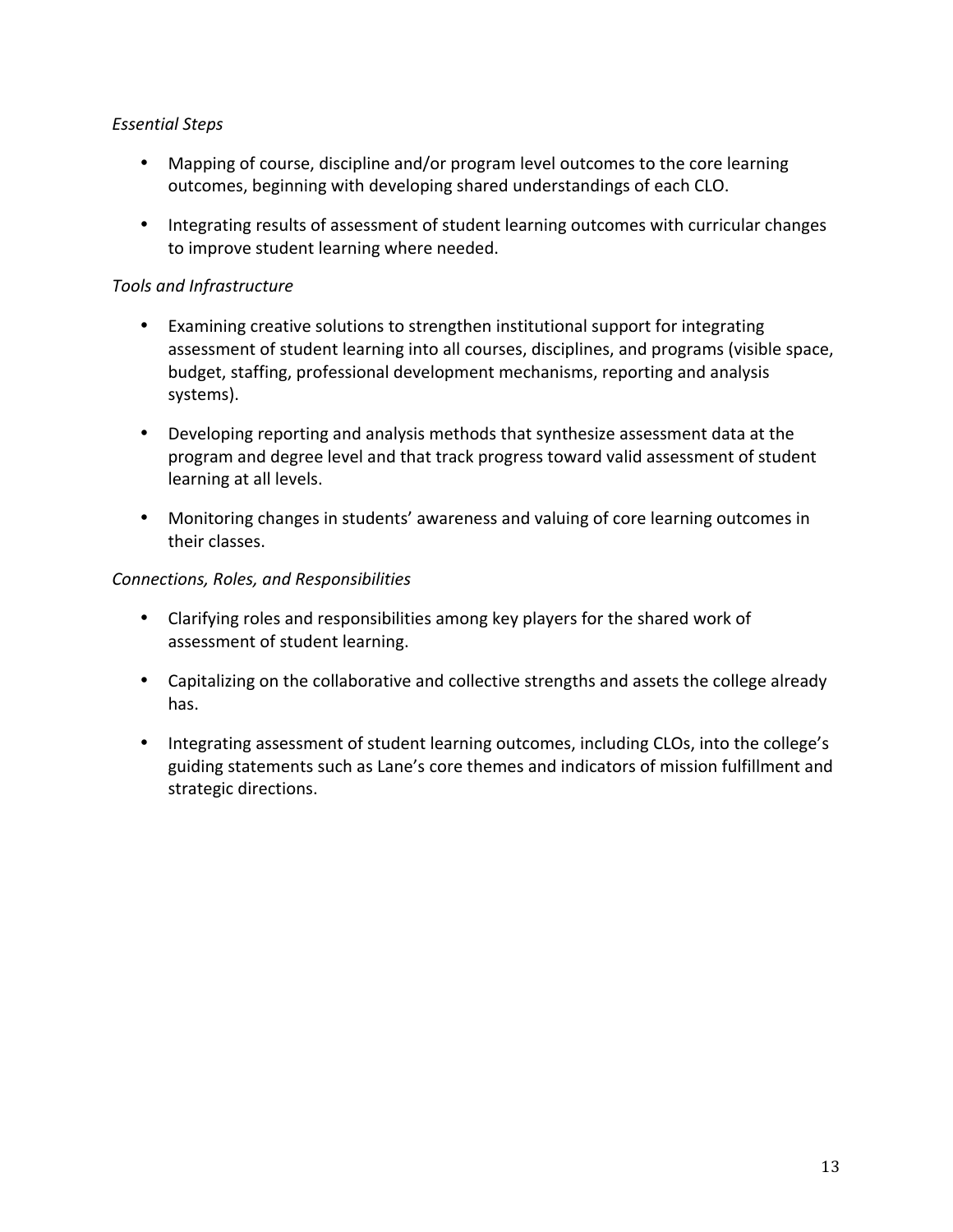*Essential Steps*

- Mapping of course, discipline and/or program level outcomes to the core learning outcomes, beginning with developing shared understandings of each CLO.
- Integrating results of assessment of student learning outcomes with curricular changes to improve student learning where needed.

*Tools and Infrastructure*

- Examining creative solutions to strengthen institutional support for integrating assessment of student learning into all courses, disciplines, and programs (visible space, budget, staffing, professional development mechanisms, reporting and analysis systems).
- Developing reporting and analysis methods that synthesize assessment data at the program and degree level and that track progress toward valid assessment of student learning at all levels.
- Monitoring changes in students' awareness and valuing of core learning outcomes in their classes.

*Connections, Roles, and Responsibilities*

- Clarifying roles and responsibilities among key players for the shared work of assessment of student learning.
- Capitalizing on the collaborative and collective strengths and assets the college already has.
- Integrating assessment of student learning outcomes, including CLOs, into the college's guiding statements such as Lane's core themes and indicators of mission fulfillment and strategic directions.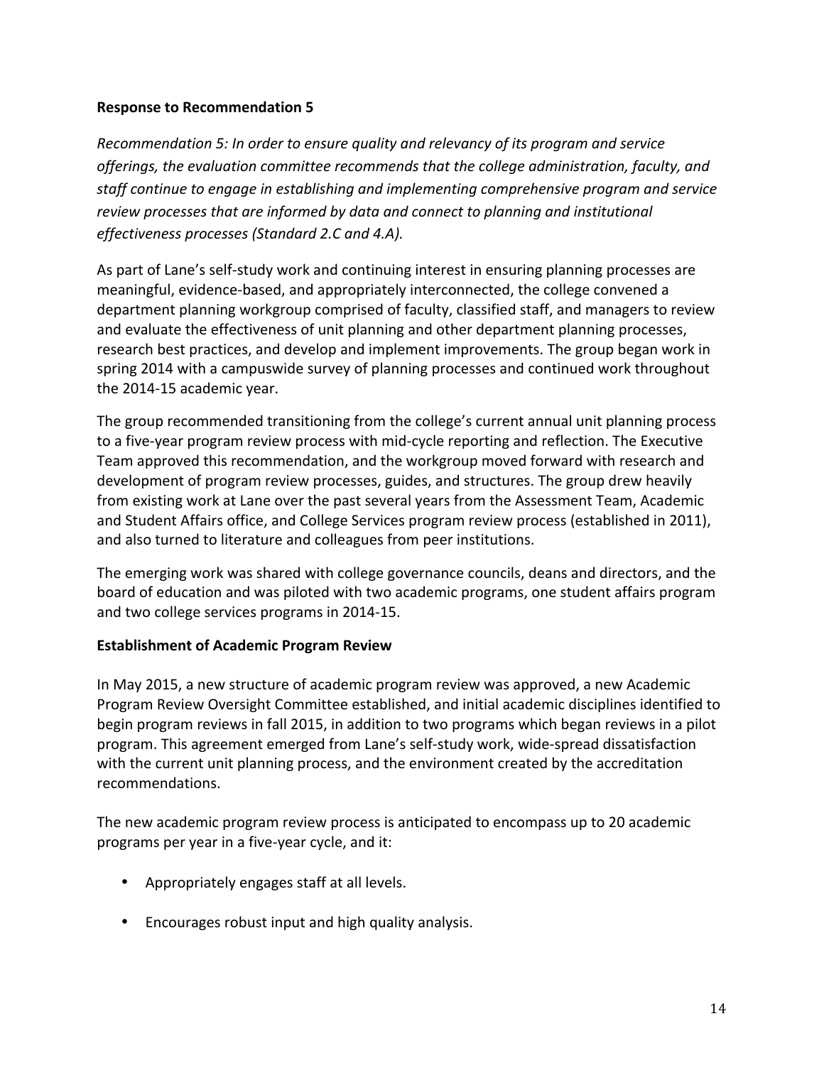**Response to Recommendation 5**

*Recommendation 5: In order to ensure quality and relevancy of its program and service offerings, the evaluation committee recommends that the college administration, faculty, and staff continue to engage in establishing and implementing comprehensive program and service review processes that are informed by data and connect to planning and institutional effectiveness processes (Standard 2.C and 4.A).*

As part of Lane's self-study work and continuing interest in ensuring planning processes are meaningful, evidence-based, and appropriately interconnected, the college convened a department planning workgroup comprised of faculty, classified staff, and managers to review and evaluate the effectiveness of unit planning and other department planning processes, research best practices, and develop and implement improvements. The group began work in spring 2014 with a campuswide survey of planning processes and continued work throughout the 2014-15 academic year.

The group recommended transitioning from the college's current annual unit planning process to a five-year program review process with mid-cycle reporting and reflection. The Executive Team approved this recommendation, and the workgroup moved forward with research and development of program review processes, guides, and structures. The group drew heavily from existing work at Lane over the past several years from the Assessment Team, Academic and Student Affairs office, and College Services program review process (established in 2011), and also turned to literature and colleagues from peer institutions.

The emerging work was shared with college governance councils, deans and directors, and the board of education and was piloted with two academic programs, one student affairs program and two college services programs in 2014-15.

**Establishment of Academic Program Review**

In May 2015, a new structure of academic program review was approved, a new Academic Program Review Oversight Committee established, and initial academic disciplines identified to begin program reviews in fall 2015, in addition to two programs which began reviews in a pilot program. This agreement emerged from Lane's self-study work, wide-spread dissatisfaction with the current unit planning process, and the environment created by the accreditation recommendations.

The new academic program review process is anticipated to encompass up to 20 academic programs per year in a five-year cycle, and it:

- Appropriately engages staff at all levels.
- Encourages robust input and high quality analysis.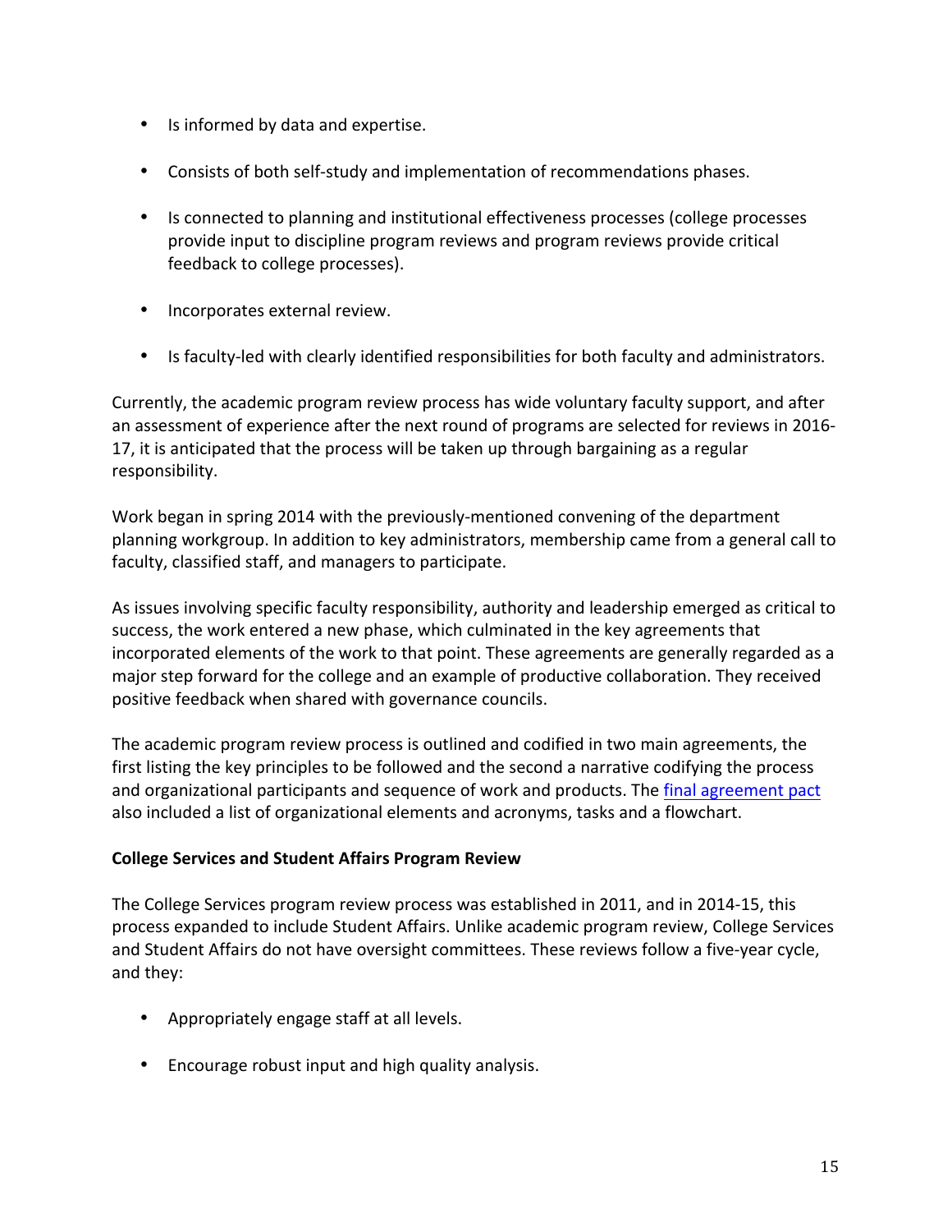- Is informed by data and expertise.
- Consists of both self-study and implementation of recommendations phases.
- Is connected to planning and institutional effectiveness processes (college processes provide input to discipline program reviews and program reviews provide critical feedback to college processes).
- Incorporates external review.
- Is faculty-led with clearly identified responsibilities for both faculty and administrators.

Currently, the academic program review process has wide voluntary faculty support, and after an assessment of experience after the next round of programs are selected for reviews in 2016-17, it is anticipated that the process will be taken up through bargaining as a regular responsibility.

Work began in spring 2014 with the previously-mentioned convening of the department planning workgroup. In addition to key administrators, membership came from a general call to faculty, classified staff, and managers to participate.

As issues involving specific faculty responsibility, authority and leadership emerged as critical to success, the work entered a new phase, which culminated in the key agreements that incorporated elements of the work to that point. These agreements are generally regarded as a major step forward for the college and an example of productive collaboration. They received positive feedback when shared with governance councils.

The academic program review process is outlined and codified in two main agreements, the first listing the key principles to be followed and the second a narrative codifying the process and organizational participants and sequence of work and products. The final agreement pact also included a list of organizational elements and acronyms, tasks and a flowchart.

**College Services and Student Affairs Program Review**

The College Services program review process was established in 2011, and in 2014-15, this process expanded to include Student Affairs. Unlike academic program review, College Services and Student Affairs do not have oversight committees. These reviews follow a five-year cycle, and they:

- Appropriately engage staff at all levels.
- Encourage robust input and high quality analysis.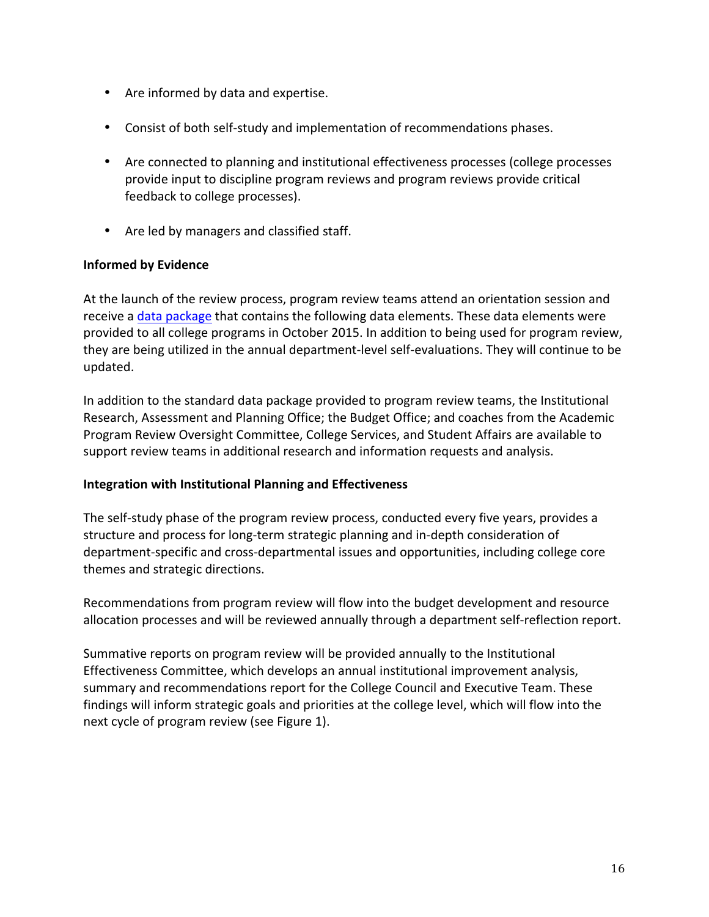- Are informed by data and expertise.
- Consist of both self-study and implementation of recommendations phases.
- Are connected to planning and institutional effectiveness processes (college processes provide input to discipline program reviews and program reviews provide critical feedback to college processes).
- Are led by managers and classified staff.

**Informed by Evidence**

At the launch of the review process, program review teams attend an orientation session and receive a data package that contains the following data elements. These data elements were provided to all college programs in October 2015. In addition to being used for program review, they are being utilized in the annual department-level self-evaluations. They will continue to be updated.

In addition to the standard data package provided to program review teams, the Institutional Research, Assessment and Planning Office; the Budget Office; and coaches from the Academic Program Review Oversight Committee, College Services, and Student Affairs are available to support review teams in additional research and information requests and analysis.

**Integration with Institutional Planning and Effectiveness**

The self-study phase of the program review process, conducted every five years, provides a structure and process for long-term strategic planning and in-depth consideration of department-specific and cross-departmental issues and opportunities, including college core themes and strategic directions.

Recommendations from program review will flow into the budget development and resource allocation processes and will be reviewed annually through a department self-reflection report.

Summative reports on program review will be provided annually to the Institutional Effectiveness Committee, which develops an annual institutional improvement analysis, summary and recommendations report for the College Council and Executive Team. These findings will inform strategic goals and priorities at the college level, which will flow into the next cycle of program review (see Figure 1).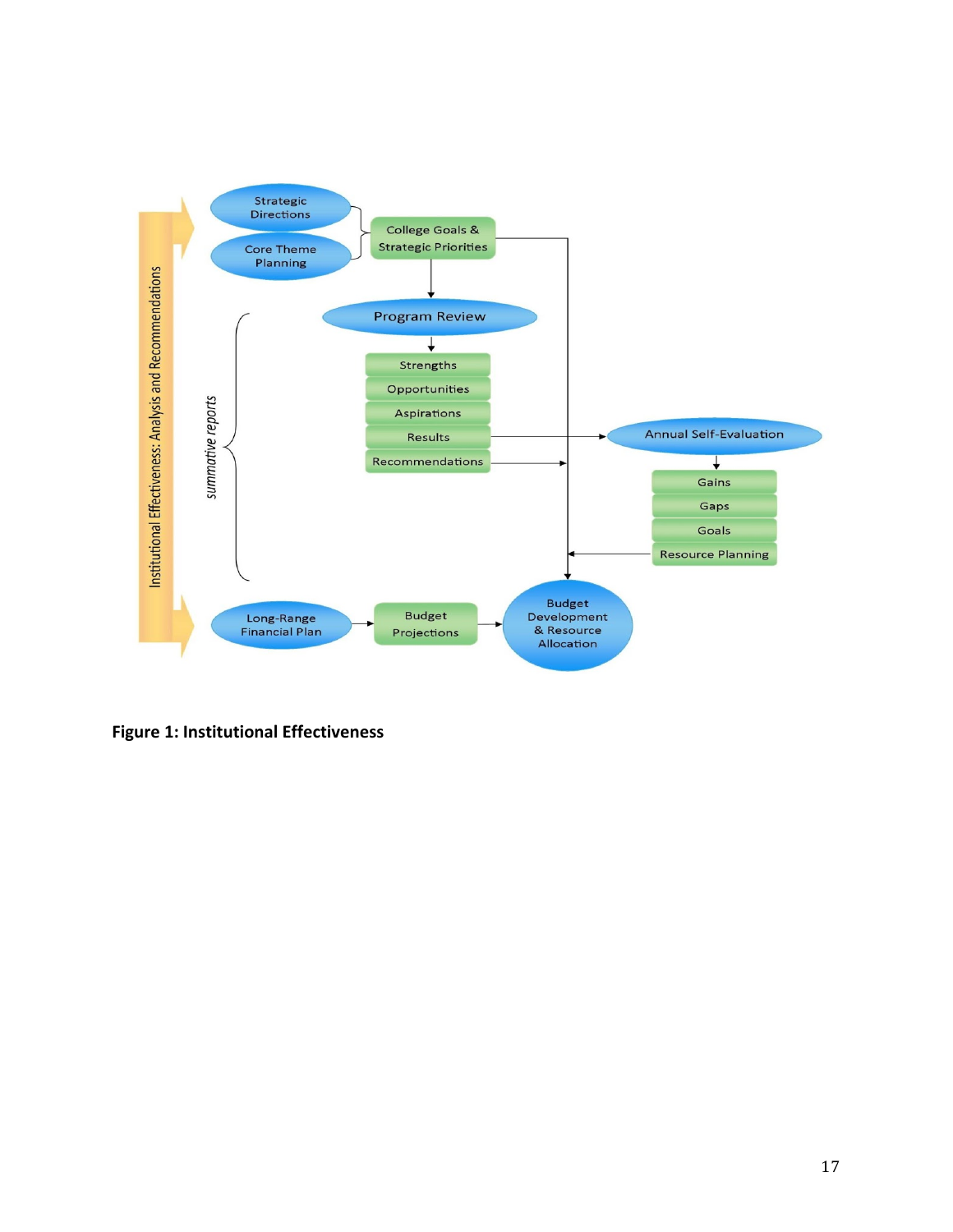Institutional Effectiveness: Analysis and Recommendations

Strategic Directions

Core Theme Planning

College Goals & Strategic Priorities

*summative reports*

Program Review

- Strengths
- Opportunities
- Aspirations
- Results
- Recommendations

Annual Self-Evaluation

- Gains
- Gaps
- Goals
- Resource Planning

Long-Range Financial Plan

Budget Projections

Budget Development & Resource Allocation

**Figure 1: Institutional Effectiveness**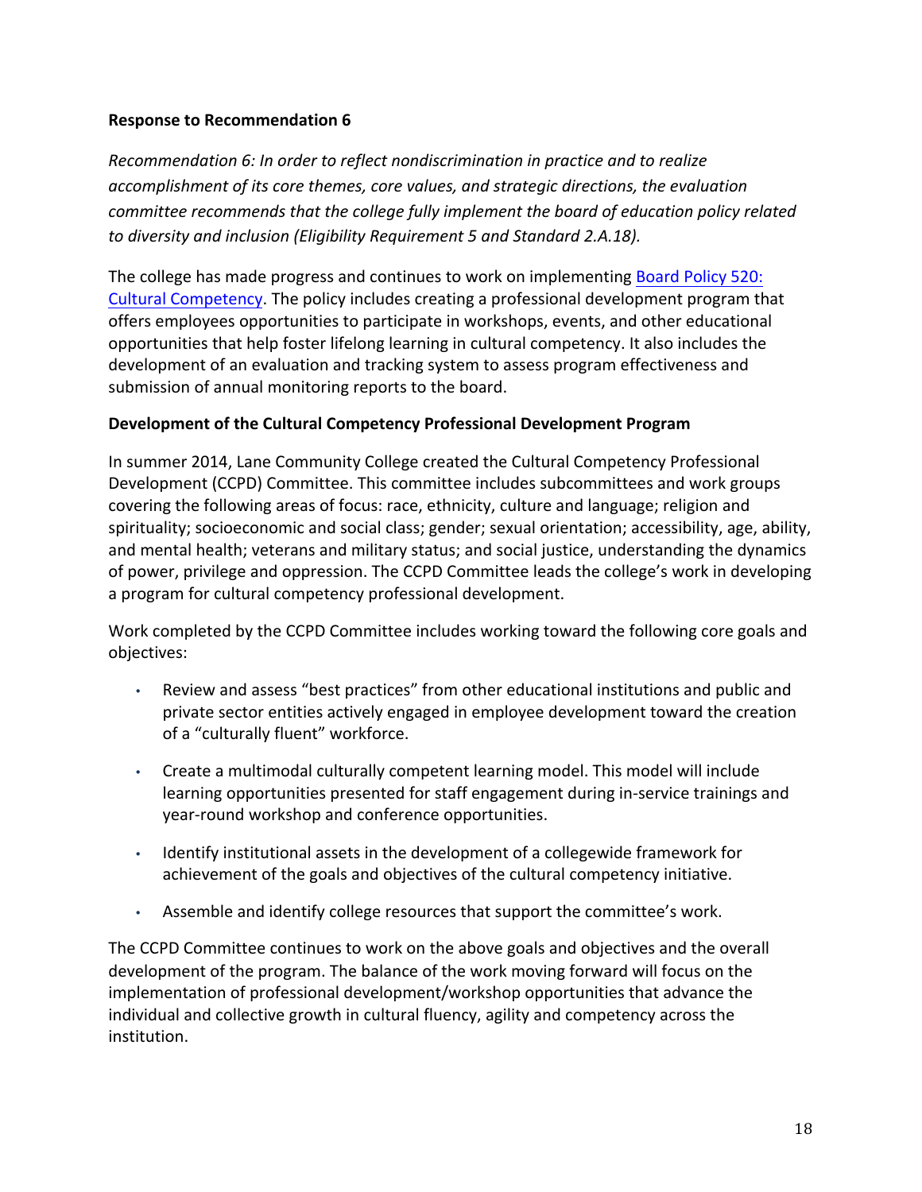**Response to Recommendation 6**

*Recommendation 6: In order to reflect nondiscrimination in practice and to realize accomplishment of its core themes, core values, and strategic directions, the evaluation committee recommends that the college fully implement the board of education policy related to diversity and inclusion (Eligibility Requirement 5 and Standard 2.A.18).*

The college has made progress and continues to work on implementing Board Policy 520: Cultural Competency. The policy includes creating a professional development program that offers employees opportunities to participate in workshops, events, and other educational opportunities that help foster lifelong learning in cultural competency. It also includes the development of an evaluation and tracking system to assess program effectiveness and submission of annual monitoring reports to the board.

**Development of the Cultural Competency Professional Development Program**

In summer 2014, Lane Community College created the Cultural Competency Professional Development (CCPD) Committee. This committee includes subcommittees and work groups covering the following areas of focus: race, ethnicity, culture and language; religion and spirituality; socioeconomic and social class; gender; sexual orientation; accessibility, age, ability, and mental health; veterans and military status; and social justice, understanding the dynamics of power, privilege and oppression. The CCPD Committee leads the college's work in developing a program for cultural competency professional development.

Work completed by the CCPD Committee includes working toward the following core goals and objectives:

- Review and assess "best practices" from other educational institutions and public and private sector entities actively engaged in employee development toward the creation of a "culturally fluent" workforce.
- Create a multimodal culturally competent learning model. This model will include learning opportunities presented for staff engagement during in-service trainings and year-round workshop and conference opportunities.
- Identify institutional assets in the development of a collegewide framework for achievement of the goals and objectives of the cultural competency initiative.
- Assemble and identify college resources that support the committee's work.

The CCPD Committee continues to work on the above goals and objectives and the overall development of the program. The balance of the work moving forward will focus on the implementation of professional development/workshop opportunities that advance the individual and collective growth in cultural fluency, agility and competency across the institution.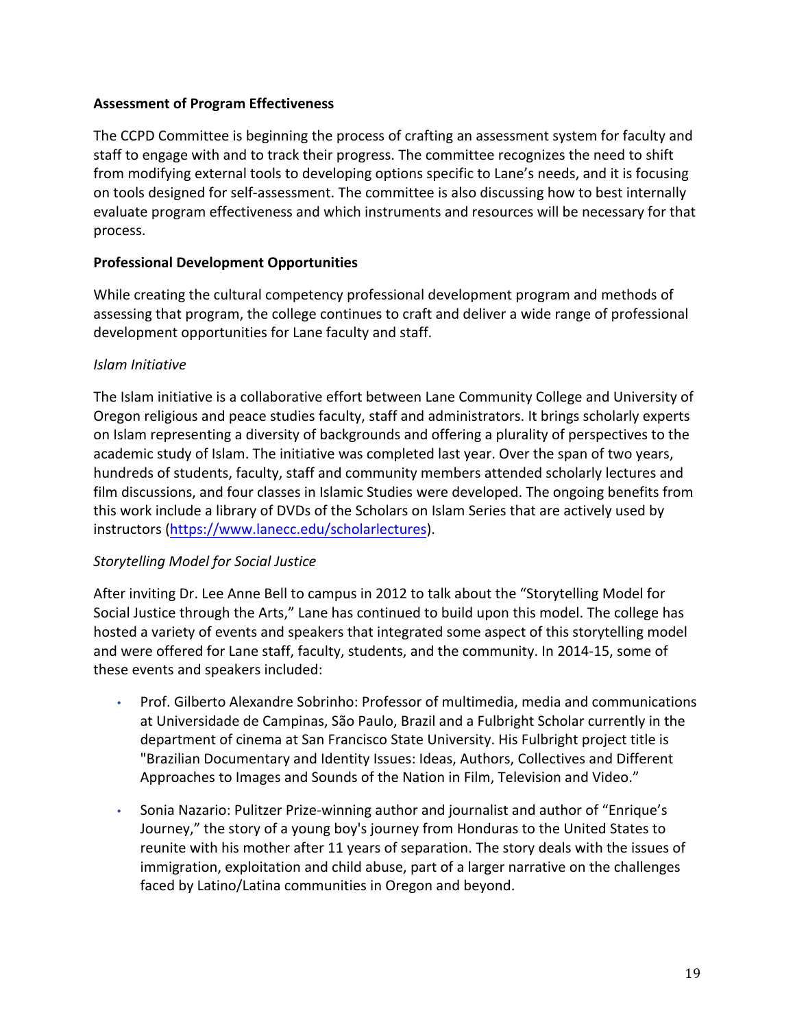**Assessment of Program Effectiveness**

The CCPD Committee is beginning the process of crafting an assessment system for faculty and staff to engage with and to track their progress. The committee recognizes the need to shift from modifying external tools to developing options specific to Lane's needs, and it is focusing on tools designed for self-assessment. The committee is also discussing how to best internally evaluate program effectiveness and which instruments and resources will be necessary for that process.

**Professional Development Opportunities**

While creating the cultural competency professional development program and methods of assessing that program, the college continues to craft and deliver a wide range of professional development opportunities for Lane faculty and staff.

*Islam Initiative*

The Islam initiative is a collaborative effort between Lane Community College and University of Oregon religious and peace studies faculty, staff and administrators. It brings scholarly experts on Islam representing a diversity of backgrounds and offering a plurality of perspectives to the academic study of Islam. The initiative was completed last year. Over the span of two years, hundreds of students, faculty, staff and community members attended scholarly lectures and film discussions, and four classes in Islamic Studies were developed. The ongoing benefits from this work include a library of DVDs of the Scholars on Islam Series that are actively used by instructors (https://www.lanecc.edu/scholarlectures).

*Storytelling Model for Social Justice*

After inviting Dr. Lee Anne Bell to campus in 2012 to talk about the "Storytelling Model for Social Justice through the Arts," Lane has continued to build upon this model. The college has hosted a variety of events and speakers that integrated some aspect of this storytelling model and were offered for Lane staff, faculty, students, and the community. In 2014-15, some of these events and speakers included:

- Prof. Gilberto Alexandre Sobrinho: Professor of multimedia, media and communications at Universidade de Campinas, São Paulo, Brazil and a Fulbright Scholar currently in the department of cinema at San Francisco State University. His Fulbright project title is "Brazilian Documentary and Identity Issues: Ideas, Authors, Collectives and Different Approaches to Images and Sounds of the Nation in Film, Television and Video."

- Sonia Nazario: Pulitzer Prize-winning author and journalist and author of "Enrique's Journey," the story of a young boy's journey from Honduras to the United States to reunite with his mother after 11 years of separation. The story deals with the issues of immigration, exploitation and child abuse, part of a larger narrative on the challenges faced by Latino/Latina communities in Oregon and beyond.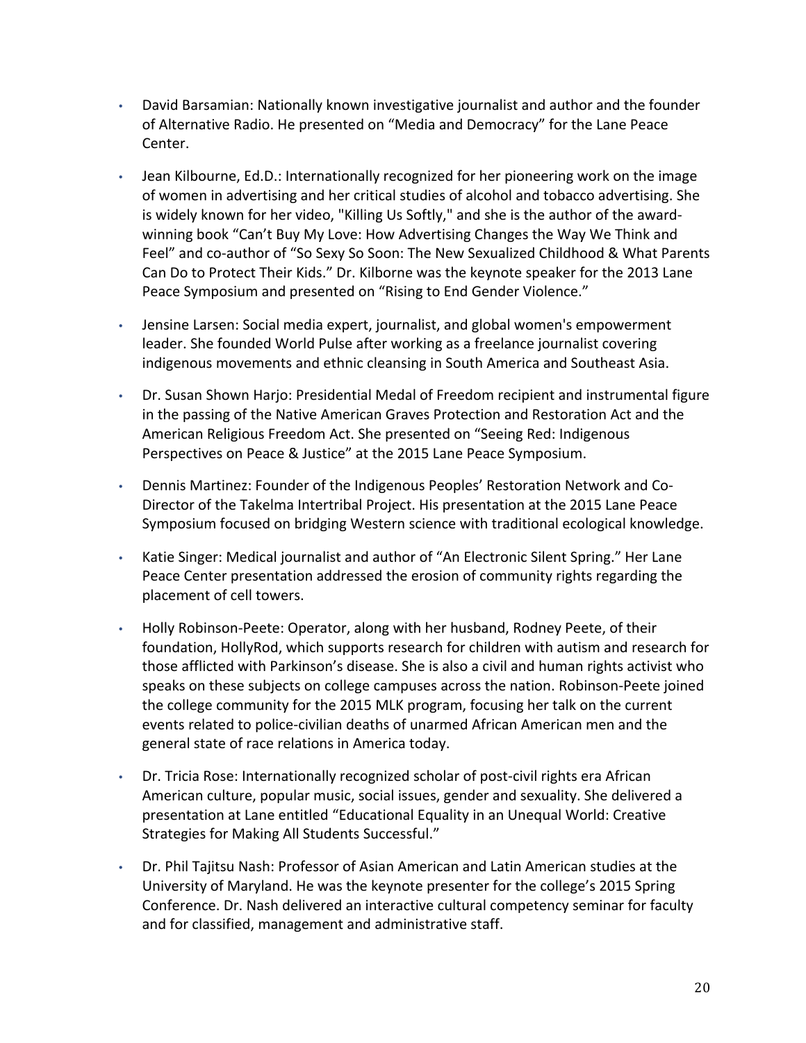- David Barsamian: Nationally known investigative journalist and author and the founder of Alternative Radio. He presented on "Media and Democracy" for the Lane Peace Center.

- Jean Kilbourne, Ed.D.: Internationally recognized for her pioneering work on the image of women in advertising and her critical studies of alcohol and tobacco advertising. She is widely known for her video, "Killing Us Softly," and she is the author of the award-winning book "Can't Buy My Love: How Advertising Changes the Way We Think and Feel" and co-author of "So Sexy So Soon: The New Sexualized Childhood & What Parents Can Do to Protect Their Kids." Dr. Kilborne was the keynote speaker for the 2013 Lane Peace Symposium and presented on "Rising to End Gender Violence."

- Jensine Larsen: Social media expert, journalist, and global women's empowerment leader. She founded World Pulse after working as a freelance journalist covering indigenous movements and ethnic cleansing in South America and Southeast Asia.

- Dr. Susan Shown Harjo: Presidential Medal of Freedom recipient and instrumental figure in the passing of the Native American Graves Protection and Restoration Act and the American Religious Freedom Act. She presented on "Seeing Red: Indigenous Perspectives on Peace & Justice" at the 2015 Lane Peace Symposium.

- Dennis Martinez: Founder of the Indigenous Peoples' Restoration Network and Co-Director of the Takelma Intertribal Project. His presentation at the 2015 Lane Peace Symposium focused on bridging Western science with traditional ecological knowledge.

- Katie Singer: Medical journalist and author of "An Electronic Silent Spring." Her Lane Peace Center presentation addressed the erosion of community rights regarding the placement of cell towers.

- Holly Robinson-Peete: Operator, along with her husband, Rodney Peete, of their foundation, HollyRod, which supports research for children with autism and research for those afflicted with Parkinson's disease. She is also a civil and human rights activist who speaks on these subjects on college campuses across the nation. Robinson-Peete joined the college community for the 2015 MLK program, focusing her talk on the current events related to police-civilian deaths of unarmed African American men and the general state of race relations in America today.

- Dr. Tricia Rose: Internationally recognized scholar of post-civil rights era African American culture, popular music, social issues, gender and sexuality. She delivered a presentation at Lane entitled "Educational Equality in an Unequal World: Creative Strategies for Making All Students Successful."

- Dr. Phil Tajitsu Nash: Professor of Asian American and Latin American studies at the University of Maryland. He was the keynote presenter for the college's 2015 Spring Conference. Dr. Nash delivered an interactive cultural competency seminar for faculty and for classified, management and administrative staff.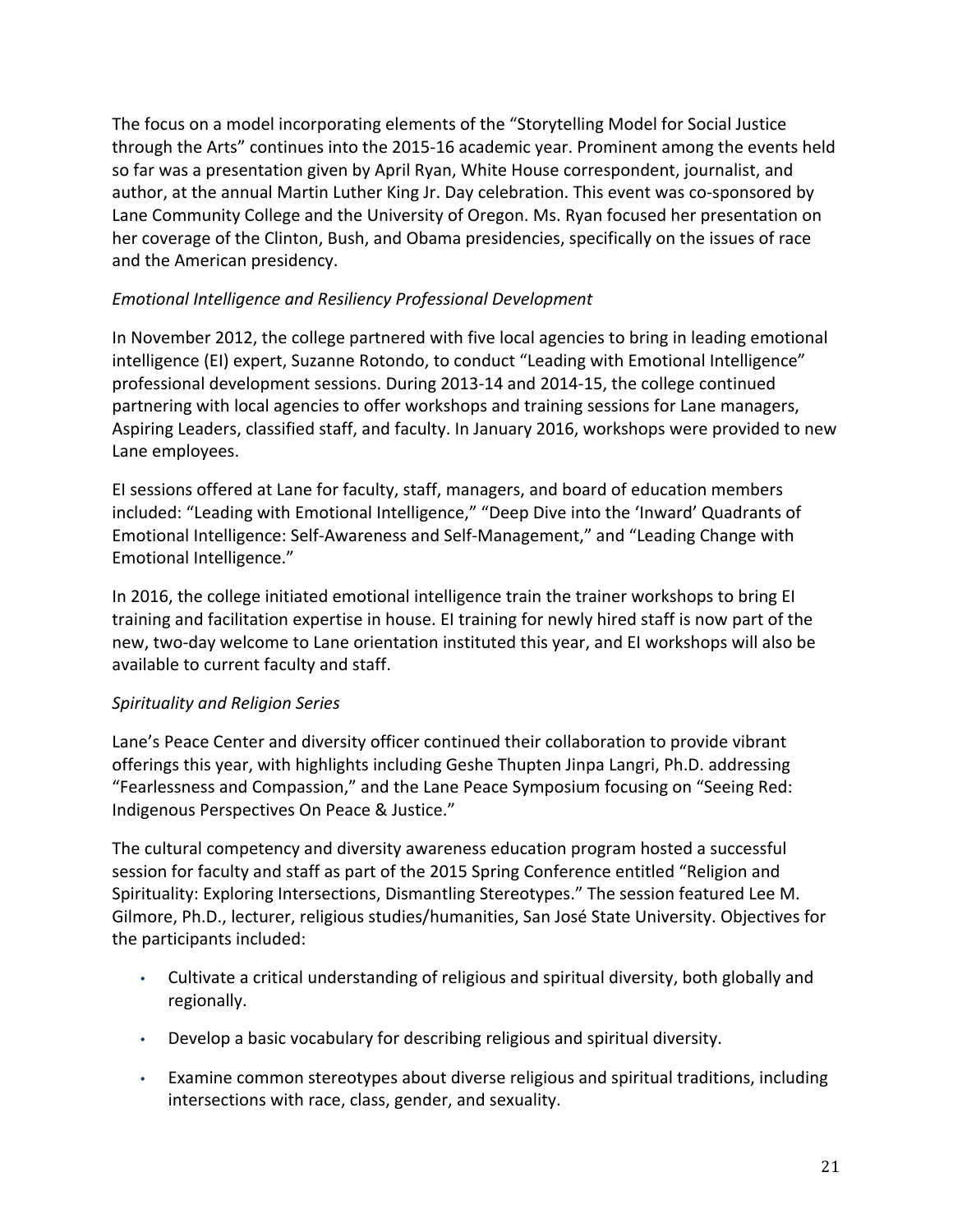The focus on a model incorporating elements of the "Storytelling Model for Social Justice through the Arts" continues into the 2015-16 academic year. Prominent among the events held so far was a presentation given by April Ryan, White House correspondent, journalist, and author, at the annual Martin Luther King Jr. Day celebration. This event was co-sponsored by Lane Community College and the University of Oregon. Ms. Ryan focused her presentation on her coverage of the Clinton, Bush, and Obama presidencies, specifically on the issues of race and the American presidency.

*Emotional Intelligence and Resiliency Professional Development*

In November 2012, the college partnered with five local agencies to bring in leading emotional intelligence (EI) expert, Suzanne Rotondo, to conduct "Leading with Emotional Intelligence" professional development sessions. During 2013-14 and 2014-15, the college continued partnering with local agencies to offer workshops and training sessions for Lane managers, Aspiring Leaders, classified staff, and faculty. In January 2016, workshops were provided to new Lane employees.

EI sessions offered at Lane for faculty, staff, managers, and board of education members included: "Leading with Emotional Intelligence," "Deep Dive into the 'Inward' Quadrants of Emotional Intelligence: Self-Awareness and Self-Management," and "Leading Change with Emotional Intelligence."

In 2016, the college initiated emotional intelligence train the trainer workshops to bring EI training and facilitation expertise in house. EI training for newly hired staff is now part of the new, two-day welcome to Lane orientation instituted this year, and EI workshops will also be available to current faculty and staff.

*Spirituality and Religion Series*

Lane's Peace Center and diversity officer continued their collaboration to provide vibrant offerings this year, with highlights including Geshe Thupten Jinpa Langri, Ph.D. addressing "Fearlessness and Compassion," and the Lane Peace Symposium focusing on "Seeing Red: Indigenous Perspectives On Peace & Justice."

The cultural competency and diversity awareness education program hosted a successful session for faculty and staff as part of the 2015 Spring Conference entitled "Religion and Spirituality: Exploring Intersections, Dismantling Stereotypes." The session featured Lee M. Gilmore, Ph.D., lecturer, religious studies/humanities, San José State University. Objectives for the participants included:

- Cultivate a critical understanding of religious and spiritual diversity, both globally and regionally.
- Develop a basic vocabulary for describing religious and spiritual diversity.
- Examine common stereotypes about diverse religious and spiritual traditions, including intersections with race, class, gender, and sexuality.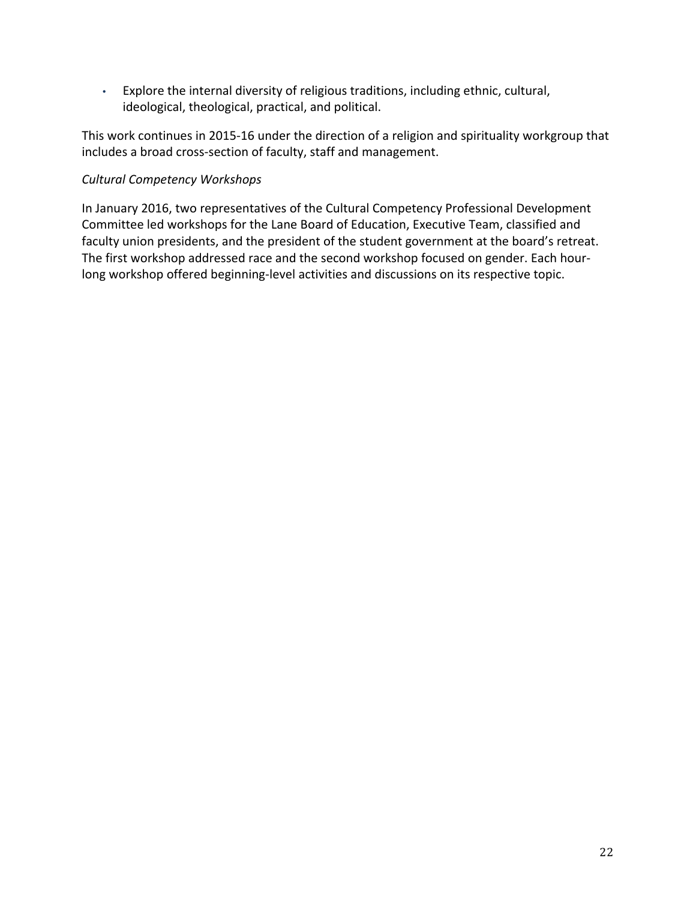- Explore the internal diversity of religious traditions, including ethnic, cultural, ideological, theological, practical, and political.

This work continues in 2015-16 under the direction of a religion and spirituality workgroup that includes a broad cross-section of faculty, staff and management.

*Cultural Competency Workshops*

In January 2016, two representatives of the Cultural Competency Professional Development Committee led workshops for the Lane Board of Education, Executive Team, classified and faculty union presidents, and the president of the student government at the board's retreat. The first workshop addressed race and the second workshop focused on gender. Each hour-long workshop offered beginning-level activities and discussions on its respective topic.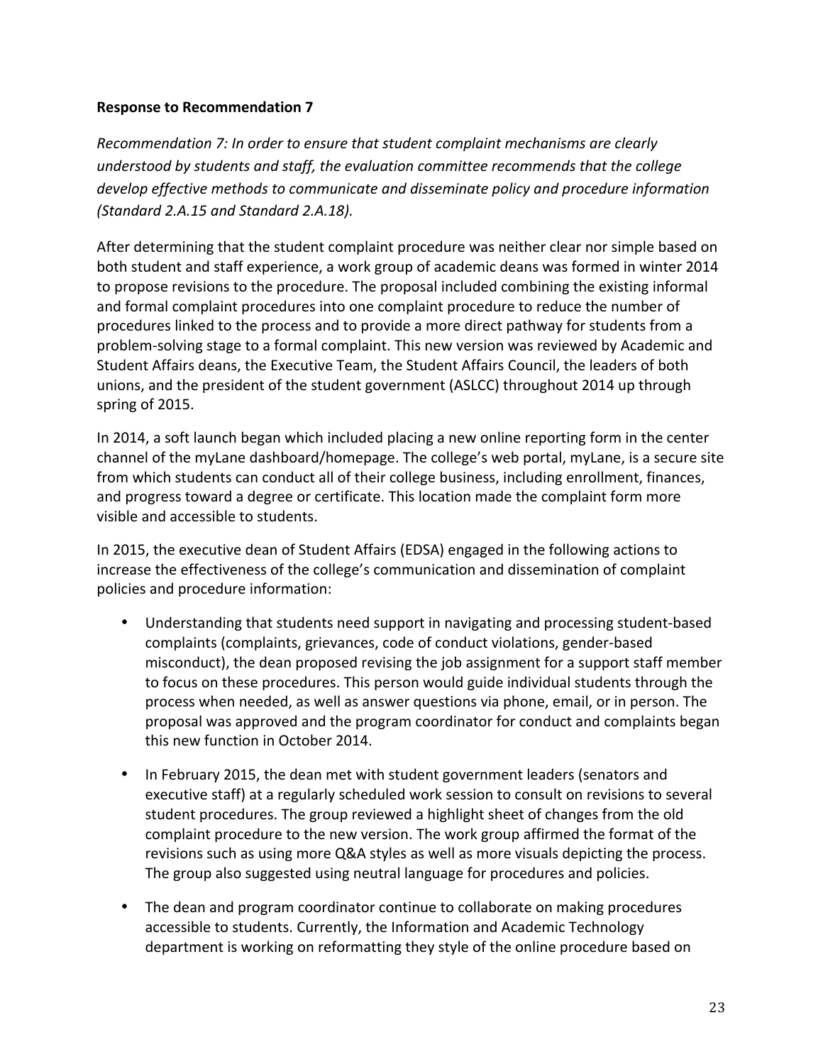**Response to Recommendation 7**

*Recommendation 7: In order to ensure that student complaint mechanisms are clearly understood by students and staff, the evaluation committee recommends that the college develop effective methods to communicate and disseminate policy and procedure information (Standard 2.A.15 and Standard 2.A.18).*

After determining that the student complaint procedure was neither clear nor simple based on both student and staff experience, a work group of academic deans was formed in winter 2014 to propose revisions to the procedure. The proposal included combining the existing informal and formal complaint procedures into one complaint procedure to reduce the number of procedures linked to the process and to provide a more direct pathway for students from a problem-solving stage to a formal complaint. This new version was reviewed by Academic and Student Affairs deans, the Executive Team, the Student Affairs Council, the leaders of both unions, and the president of the student government (ASLCC) throughout 2014 up through spring of 2015.

In 2014, a soft launch began which included placing a new online reporting form in the center channel of the myLane dashboard/homepage. The college's web portal, myLane, is a secure site from which students can conduct all of their college business, including enrollment, finances, and progress toward a degree or certificate. This location made the complaint form more visible and accessible to students.

In 2015, the executive dean of Student Affairs (EDSA) engaged in the following actions to increase the effectiveness of the college's communication and dissemination of complaint policies and procedure information:

- Understanding that students need support in navigating and processing student-based complaints (complaints, grievances, code of conduct violations, gender-based misconduct), the dean proposed revising the job assignment for a support staff member to focus on these procedures. This person would guide individual students through the process when needed, as well as answer questions via phone, email, or in person. The proposal was approved and the program coordinator for conduct and complaints began this new function in October 2014.
- In February 2015, the dean met with student government leaders (senators and executive staff) at a regularly scheduled work session to consult on revisions to several student procedures. The group reviewed a highlight sheet of changes from the old complaint procedure to the new version. The work group affirmed the format of the revisions such as using more Q&A styles as well as more visuals depicting the process. The group also suggested using neutral language for procedures and policies.
- The dean and program coordinator continue to collaborate on making procedures accessible to students. Currently, the Information and Academic Technology department is working on reformatting they style of the online procedure based on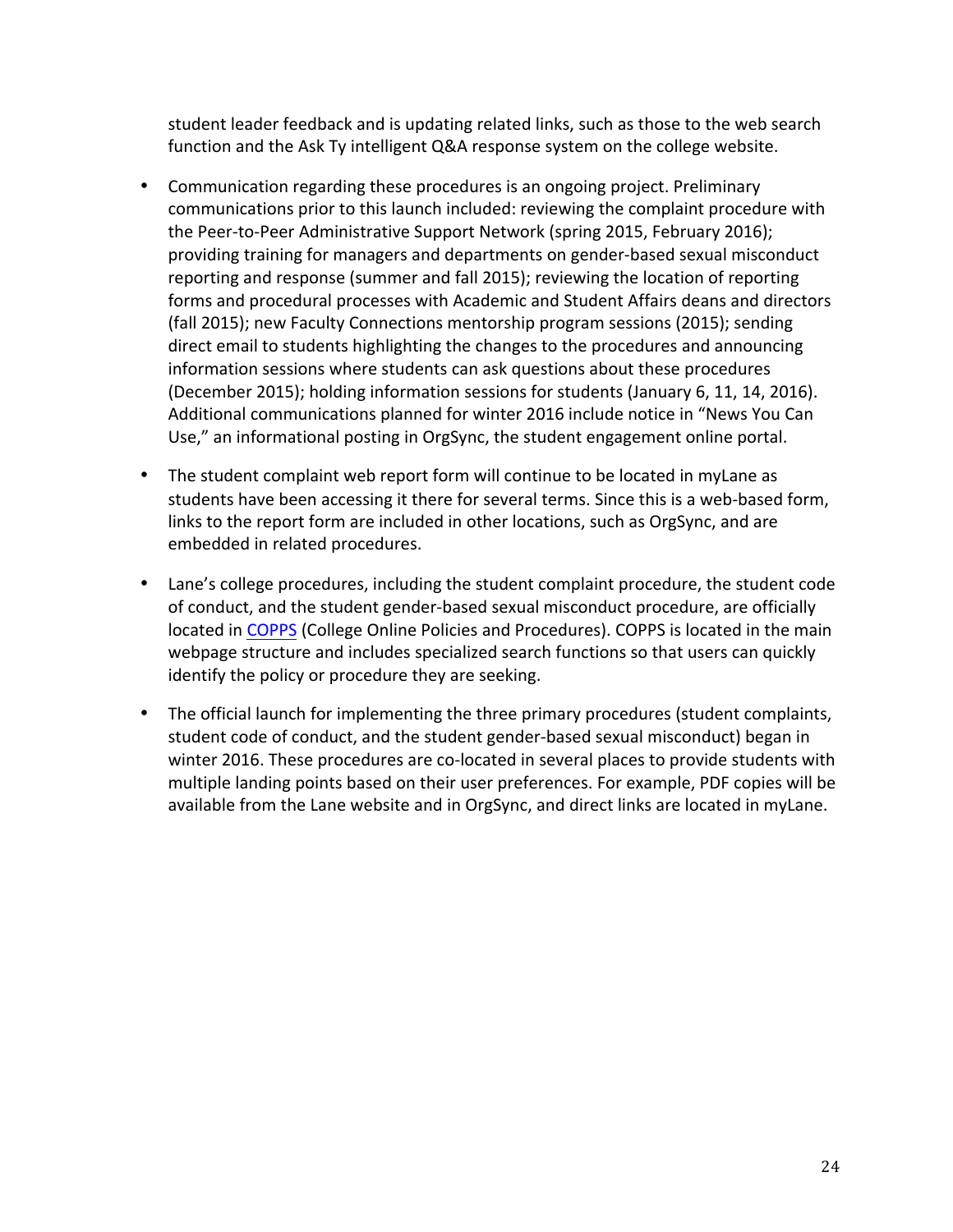student leader feedback and is updating related links, such as those to the web search function and the Ask Ty intelligent Q&A response system on the college website.

- Communication regarding these procedures is an ongoing project. Preliminary communications prior to this launch included: reviewing the complaint procedure with the Peer-to-Peer Administrative Support Network (spring 2015, February 2016); providing training for managers and departments on gender-based sexual misconduct reporting and response (summer and fall 2015); reviewing the location of reporting forms and procedural processes with Academic and Student Affairs deans and directors (fall 2015); new Faculty Connections mentorship program sessions (2015); sending direct email to students highlighting the changes to the procedures and announcing information sessions where students can ask questions about these procedures (December 2015); holding information sessions for students (January 6, 11, 14, 2016). Additional communications planned for winter 2016 include notice in "News You Can Use," an informational posting in OrgSync, the student engagement online portal.

- The student complaint web report form will continue to be located in myLane as students have been accessing it there for several terms. Since this is a web-based form, links to the report form are included in other locations, such as OrgSync, and are embedded in related procedures.

- Lane's college procedures, including the student complaint procedure, the student code of conduct, and the student gender-based sexual misconduct procedure, are officially located in COPPS (College Online Policies and Procedures). COPPS is located in the main webpage structure and includes specialized search functions so that users can quickly identify the policy or procedure they are seeking.

- The official launch for implementing the three primary procedures (student complaints, student code of conduct, and the student gender-based sexual misconduct) began in winter 2016. These procedures are co-located in several places to provide students with multiple landing points based on their user preferences. For example, PDF copies will be available from the Lane website and in OrgSync, and direct links are located in myLane.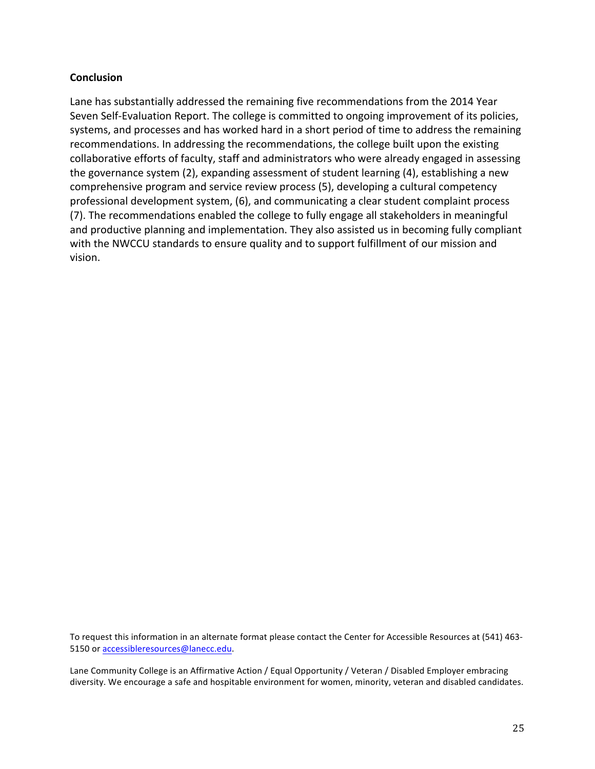**Conclusion**

Lane has substantially addressed the remaining five recommendations from the 2014 Year Seven Self-Evaluation Report. The college is committed to ongoing improvement of its policies, systems, and processes and has worked hard in a short period of time to address the remaining recommendations. In addressing the recommendations, the college built upon the existing collaborative efforts of faculty, staff and administrators who were already engaged in assessing the governance system (2), expanding assessment of student learning (4), establishing a new comprehensive program and service review process (5), developing a cultural competency professional development system, (6), and communicating a clear student complaint process (7). The recommendations enabled the college to fully engage all stakeholders in meaningful and productive planning and implementation. They also assisted us in becoming fully compliant with the NWCCU standards to ensure quality and to support fulfillment of our mission and vision.

To request this information in an alternate format please contact the Center for Accessible Resources at (541) 463-5150 or accessibleresources@lanecc.edu.

Lane Community College is an Affirmative Action / Equal Opportunity / Veteran / Disabled Employer embracing diversity. We encourage a safe and hospitable environment for women, minority, veteran and disabled candidates.